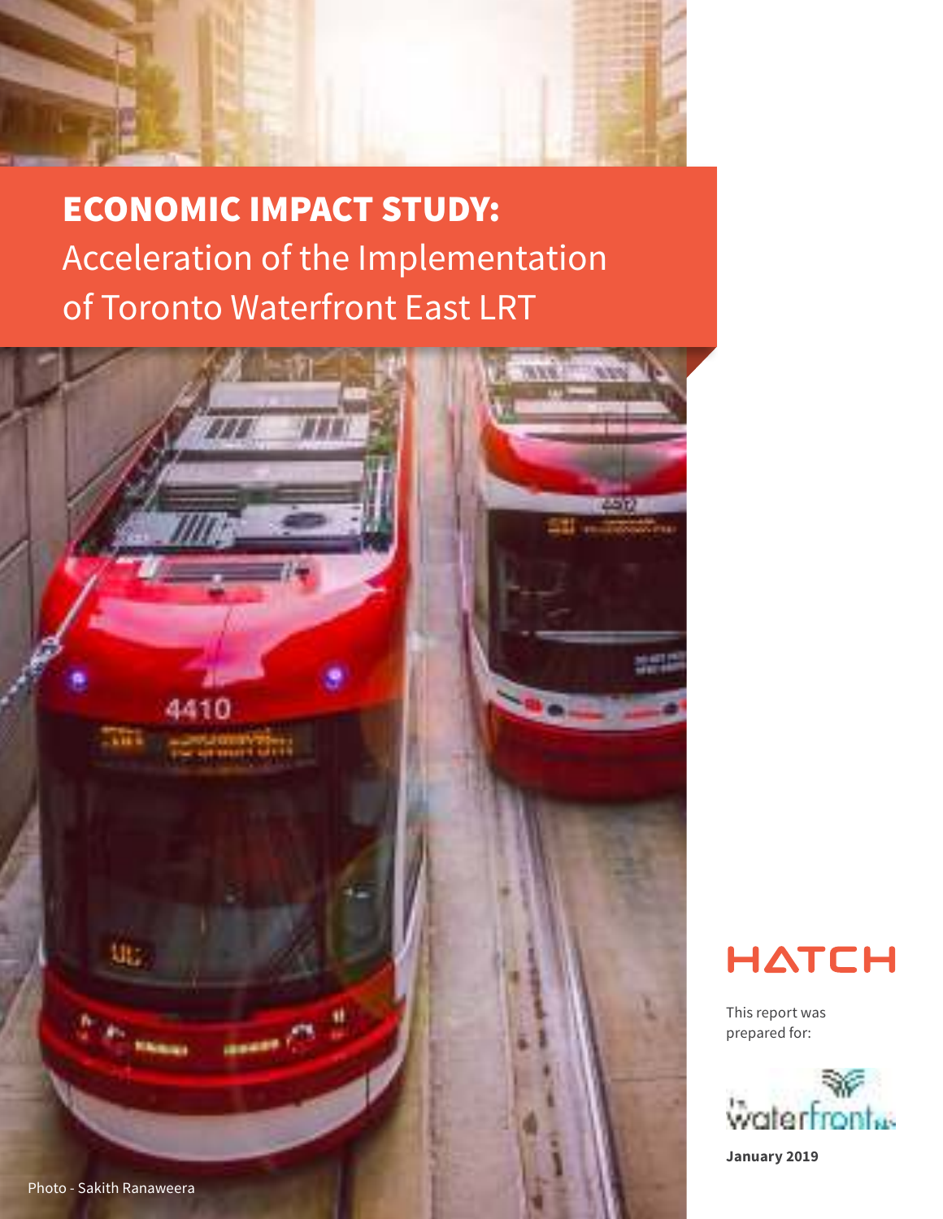# ECONOMIC IMPACT STUDY:
## Acceleration of the Implementation of Toronto Waterfront East LRT

HATCH

This report was prepared for:

Waterfront Toronto

**January 2019**

Photo - Sakith Ranaweera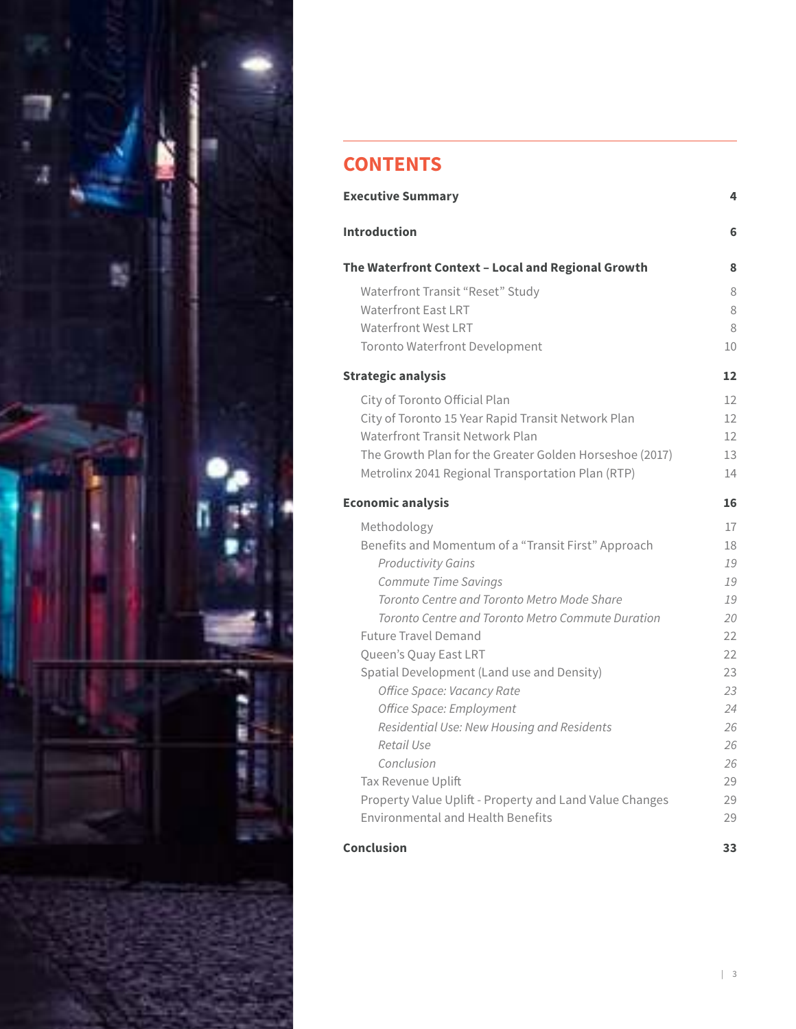# CONTENTS

| | |
|---|---|
| **Executive Summary** | **4** |
| **Introduction** | **6** |
| **The Waterfront Context – Local and Regional Growth** | **8** |
| Waterfront Transit "Reset" Study | 8 |
| Waterfront East LRT | 8 |
| Waterfront West LRT | 8 |
| Toronto Waterfront Development | 10 |
| **Strategic analysis** | **12** |
| City of Toronto Official Plan | 12 |
| City of Toronto 15 Year Rapid Transit Network Plan | 12 |
| Waterfront Transit Network Plan | 12 |
| The Growth Plan for the Greater Golden Horseshoe (2017) | 13 |
| Metrolinx 2041 Regional Transportation Plan (RTP) | 14 |
| **Economic analysis** | **16** |
| Methodology | 17 |
| Benefits and Momentum of a "Transit First" Approach | 18 |
| *Productivity Gains* | *19* |
| *Commute Time Savings* | *19* |
| *Toronto Centre and Toronto Metro Mode Share* | *19* |
| *Toronto Centre and Toronto Metro Commute Duration* | *20* |
| Future Travel Demand | 22 |
| Queen's Quay East LRT | 22 |
| Spatial Development (Land use and Density) | 23 |
| *Office Space: Vacancy Rate* | *23* |
| *Office Space: Employment* | *24* |
| *Residential Use: New Housing and Residents* | *26* |
| *Retail Use* | *26* |
| *Conclusion* | *26* |
| Tax Revenue Uplift | 29 |
| Property Value Uplift - Property and Land Value Changes | 29 |
| Environmental and Health Benefits | 29 |
| **Conclusion** | **33** |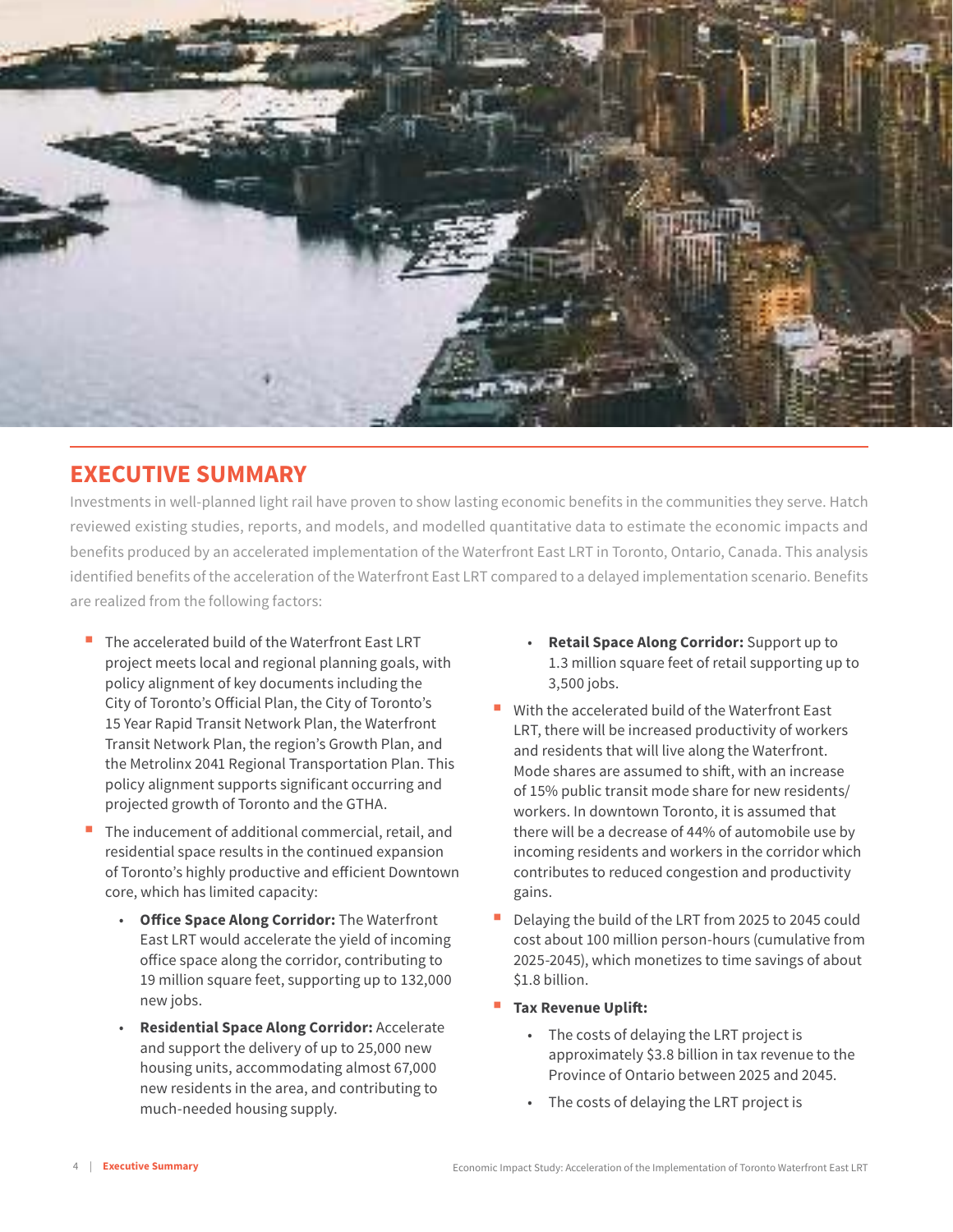## EXECUTIVE SUMMARY

Investments in well-planned light rail have proven to show lasting economic benefits in the communities they serve. Hatch reviewed existing studies, reports, and models, and modelled quantitative data to estimate the economic impacts and benefits produced by an accelerated implementation of the Waterfront East LRT in Toronto, Ontario, Canada. This analysis identified benefits of the acceleration of the Waterfront East LRT compared to a delayed implementation scenario. Benefits are realized from the following factors:

- The accelerated build of the Waterfront East LRT project meets local and regional planning goals, with policy alignment of key documents including the City of Toronto's Official Plan, the City of Toronto's 15 Year Rapid Transit Network Plan, the Waterfront Transit Network Plan, the region's Growth Plan, and the Metrolinx 2041 Regional Transportation Plan. This policy alignment supports significant occurring and projected growth of Toronto and the GTHA.
- The inducement of additional commercial, retail, and residential space results in the continued expansion of Toronto's highly productive and efficient Downtown core, which has limited capacity:
  - **Office Space Along Corridor:** The Waterfront East LRT would accelerate the yield of incoming office space along the corridor, contributing to 19 million square feet, supporting up to 132,000 new jobs.
  - **Residential Space Along Corridor:** Accelerate and support the delivery of up to 25,000 new housing units, accommodating almost 67,000 new residents in the area, and contributing to much-needed housing supply.
  - **Retail Space Along Corridor:** Support up to 1.3 million square feet of retail supporting up to 3,500 jobs.
- With the accelerated build of the Waterfront East LRT, there will be increased productivity of workers and residents that will live along the Waterfront. Mode shares are assumed to shift, with an increase of 15% public transit mode share for new residents/workers. In downtown Toronto, it is assumed that there will be a decrease of 44% of automobile use by incoming residents and workers in the corridor which contributes to reduced congestion and productivity gains.
- Delaying the build of the LRT from 2025 to 2045 could cost about 100 million person-hours (cumulative from 2025-2045), which monetizes to time savings of about $1.8 billion.
- **Tax Revenue Uplift:**
  - The costs of delaying the LRT project is approximately $3.8 billion in tax revenue to the Province of Ontario between 2025 and 2045.
  - The costs of delaying the LRT project is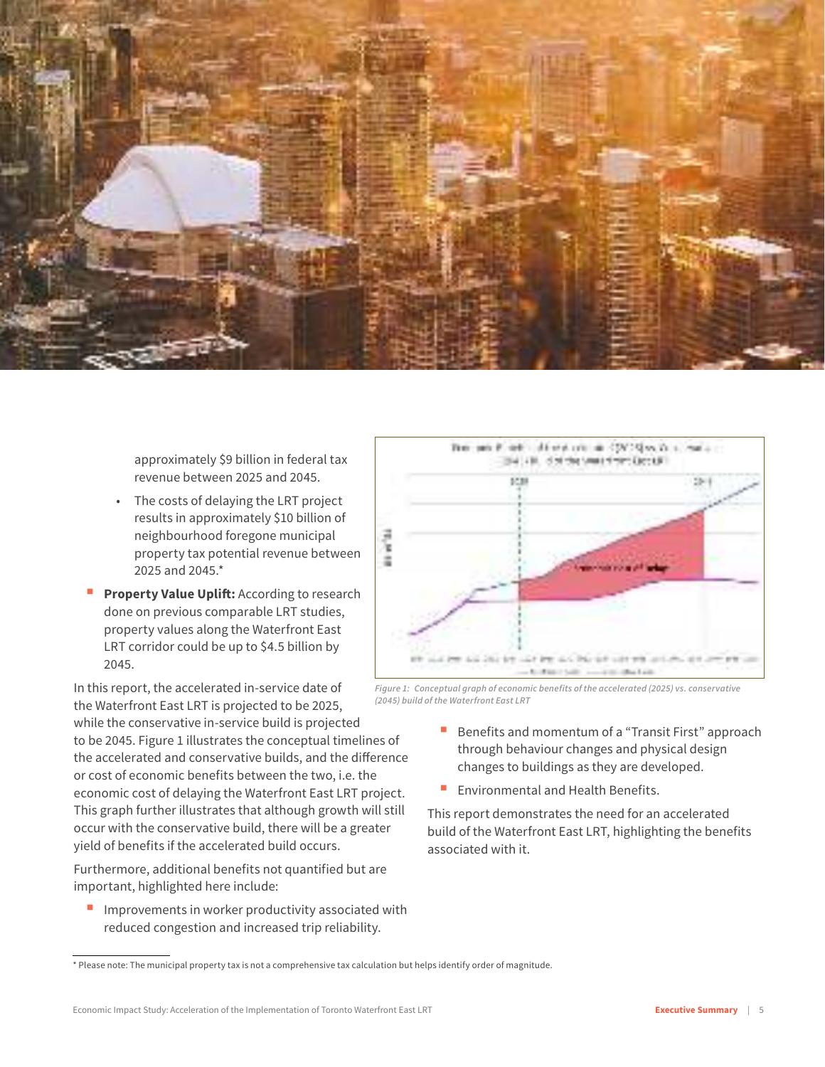approximately $9 billion in federal tax revenue between 2025 and 2045.

- The costs of delaying the LRT project results in approximately $10 billion of neighbourhood foregone municipal property tax potential revenue between 2025 and 2045.*

- **Property Value Uplift:** According to research done on previous comparable LRT studies, property values along the Waterfront East LRT corridor could be up to $4.5 billion by 2045.

In this report, the accelerated in-service date of the Waterfront East LRT is projected to be 2025, while the conservative in-service build is projected to be 2045. Figure 1 illustrates the conceptual timelines of the accelerated and conservative builds, and the difference or cost of economic benefits between the two, i.e. the economic cost of delaying the Waterfront East LRT project. This graph further illustrates that although growth will still occur with the conservative build, there will be a greater yield of benefits if the accelerated build occurs.

*Figure 1: Conceptual graph of economic benefits of the accelerated (2025) vs. conservative (2045) build of the Waterfront East LRT*

Furthermore, additional benefits not quantified but are important, highlighted here include:

- Improvements in worker productivity associated with reduced congestion and increased trip reliability.
- Benefits and momentum of a "Transit First" approach through behaviour changes and physical design changes to buildings as they are developed.
- Environmental and Health Benefits.

This report demonstrates the need for an accelerated build of the Waterfront East LRT, highlighting the benefits associated with it.

---

* Please note: The municipal property tax is not a comprehensive tax calculation but helps identify order of magnitude.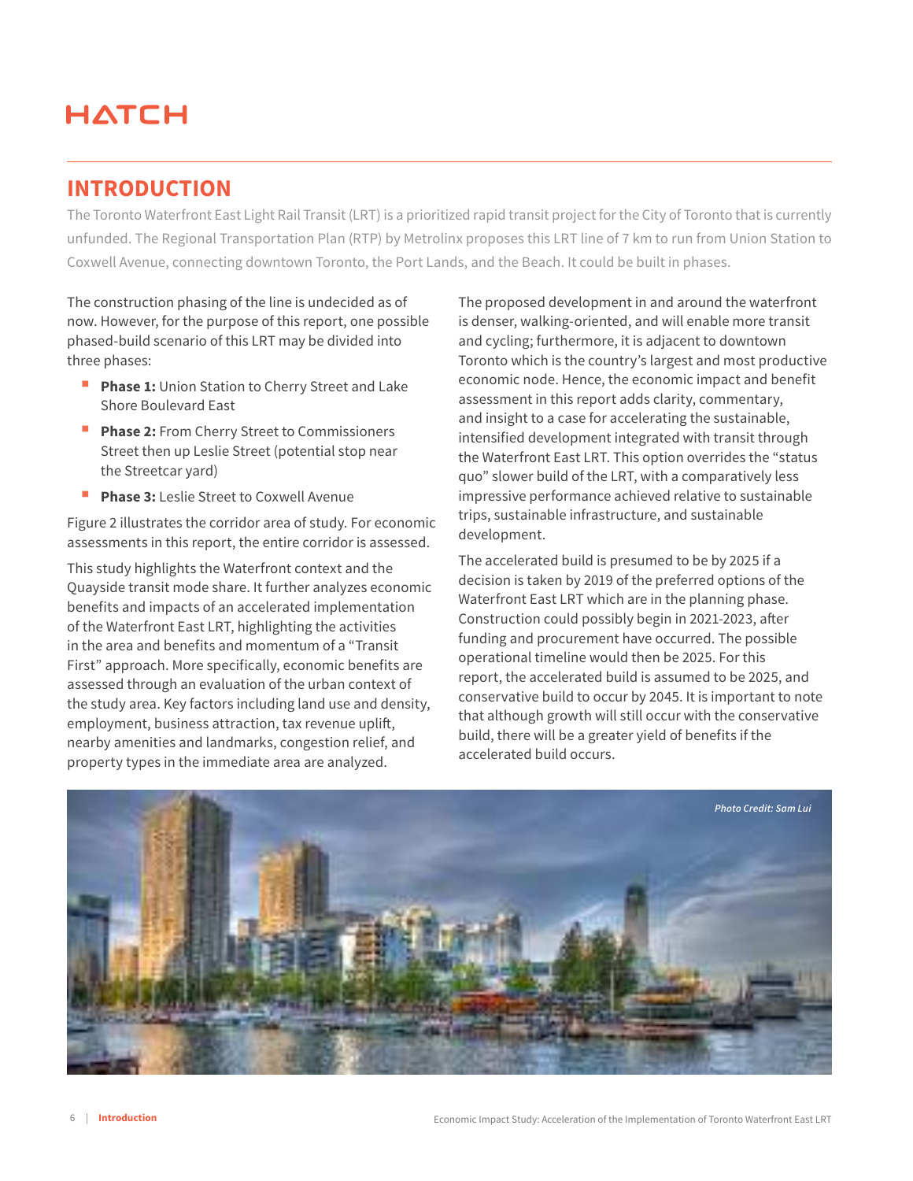## INTRODUCTION

The Toronto Waterfront East Light Rail Transit (LRT) is a prioritized rapid transit project for the City of Toronto that is currently unfunded. The Regional Transportation Plan (RTP) by Metrolinx proposes this LRT line of 7 km to run from Union Station to Coxwell Avenue, connecting downtown Toronto, the Port Lands, and the Beach. It could be built in phases.

The construction phasing of the line is undecided as of now. However, for the purpose of this report, one possible phased-build scenario of this LRT may be divided into three phases:

- **Phase 1:** Union Station to Cherry Street and Lake Shore Boulevard East
- **Phase 2:** From Cherry Street to Commissioners Street then up Leslie Street (potential stop near the Streetcar yard)
- **Phase 3:** Leslie Street to Coxwell Avenue

Figure 2 illustrates the corridor area of study. For economic assessments in this report, the entire corridor is assessed.

This study highlights the Waterfront context and the Quayside transit mode share. It further analyzes economic benefits and impacts of an accelerated implementation of the Waterfront East LRT, highlighting the activities in the area and benefits and momentum of a "Transit First" approach. More specifically, economic benefits are assessed through an evaluation of the urban context of the study area. Key factors including land use and density, employment, business attraction, tax revenue uplift, nearby amenities and landmarks, congestion relief, and property types in the immediate area are analyzed.

The proposed development in and around the waterfront is denser, walking-oriented, and will enable more transit and cycling; furthermore, it is adjacent to downtown Toronto which is the country's largest and most productive economic node. Hence, the economic impact and benefit assessment in this report adds clarity, commentary, and insight to a case for accelerating the sustainable, intensified development integrated with transit through the Waterfront East LRT. This option overrides the "status quo" slower build of the LRT, with a comparatively less impressive performance achieved relative to sustainable trips, sustainable infrastructure, and sustainable development.

The accelerated build is presumed to be by 2025 if a decision is taken by 2019 of the preferred options of the Waterfront East LRT which are in the planning phase. Construction could possibly begin in 2021-2023, after funding and procurement have occurred. The possible operational timeline would then be 2025. For this report, the accelerated build is assumed to be 2025, and conservative build to occur by 2045. It is important to note that although growth will still occur with the conservative build, there will be a greater yield of benefits if the accelerated build occurs.

*Photo Credit: Sam Lui*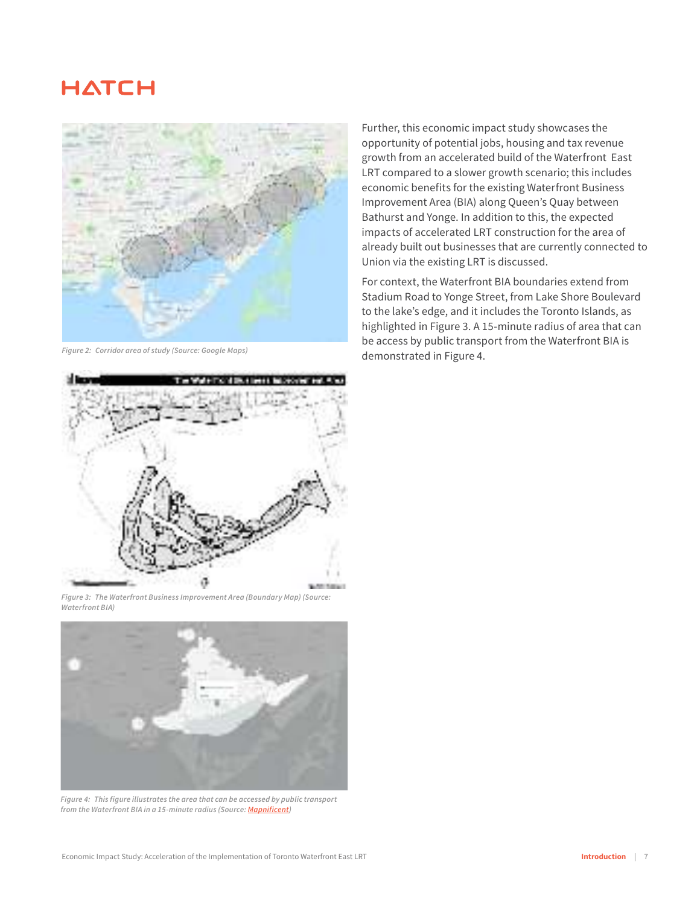Figure 2: Corridor area of study (Source: Google Maps)

Figure 3: The Waterfront Business Improvement Area (Boundary Map) (Source: Waterfront BIA)

Figure 4: This figure illustrates the area that can be accessed by public transport from the Waterfront BIA in a 15-minute radius (Source: Mapnificent)

Further, this economic impact study showcases the opportunity of potential jobs, housing and tax revenue growth from an accelerated build of the Waterfront East LRT compared to a slower growth scenario; this includes economic benefits for the existing Waterfront Business Improvement Area (BIA) along Queen's Quay between Bathurst and Yonge. In addition to this, the expected impacts of accelerated LRT construction for the area of already built out businesses that are currently connected to Union via the existing LRT is discussed.

For context, the Waterfront BIA boundaries extend from Stadium Road to Yonge Street, from Lake Shore Boulevard to the lake's edge, and it includes the Toronto Islands, as highlighted in Figure 3. A 15-minute radius of area that can be access by public transport from the Waterfront BIA is demonstrated in Figure 4.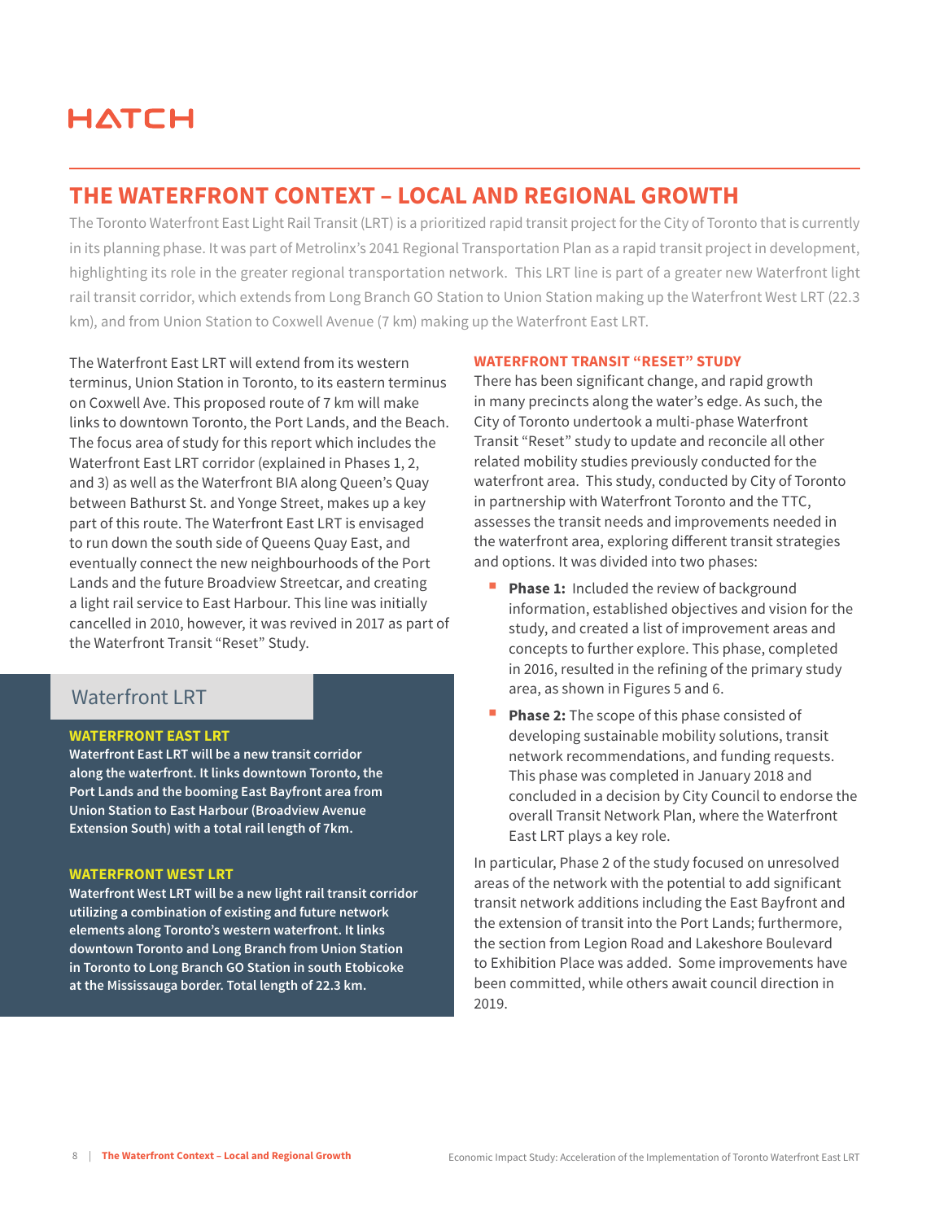## THE WATERFRONT CONTEXT – LOCAL AND REGIONAL GROWTH

The Toronto Waterfront East Light Rail Transit (LRT) is a prioritized rapid transit project for the City of Toronto that is currently in its planning phase. It was part of Metrolinx's 2041 Regional Transportation Plan as a rapid transit project in development, highlighting its role in the greater regional transportation network. This LRT line is part of a greater new Waterfront light rail transit corridor, which extends from Long Branch GO Station to Union Station making up the Waterfront West LRT (22.3 km), and from Union Station to Coxwell Avenue (7 km) making up the Waterfront East LRT.

The Waterfront East LRT will extend from its western terminus, Union Station in Toronto, to its eastern terminus on Coxwell Ave. This proposed route of 7 km will make links to downtown Toronto, the Port Lands, and the Beach. The focus area of study for this report which includes the Waterfront East LRT corridor (explained in Phases 1, 2, and 3) as well as the Waterfront BIA along Queen's Quay between Bathurst St. and Yonge Street, makes up a key part of this route. The Waterfront East LRT is envisaged to run down the south side of Queens Quay East, and eventually connect the new neighbourhoods of the Port Lands and the future Broadview Streetcar, and creating a light rail service to East Harbour. This line was initially cancelled in 2010, however, it was revived in 2017 as part of the Waterfront Transit "Reset" Study.

### Waterfront LRT

**WATERFRONT EAST LRT**

**Waterfront East LRT will be a new transit corridor along the waterfront. It links downtown Toronto, the Port Lands and the booming East Bayfront area from Union Station to East Harbour (Broadview Avenue Extension South) with a total rail length of 7km.**

**WATERFRONT WEST LRT**

**Waterfront West LRT will be a new light rail transit corridor utilizing a combination of existing and future network elements along Toronto's western waterfront. It links downtown Toronto and Long Branch from Union Station in Toronto to Long Branch GO Station in south Etobicoke at the Mississauga border. Total length of 22.3 km.**

### WATERFRONT TRANSIT "RESET" STUDY

There has been significant change, and rapid growth in many precincts along the water's edge. As such, the City of Toronto undertook a multi-phase Waterfront Transit "Reset" study to update and reconcile all other related mobility studies previously conducted for the waterfront area. This study, conducted by City of Toronto in partnership with Waterfront Toronto and the TTC, assesses the transit needs and improvements needed in the waterfront area, exploring different transit strategies and options. It was divided into two phases:

- **Phase 1:** Included the review of background information, established objectives and vision for the study, and created a list of improvement areas and concepts to further explore. This phase, completed in 2016, resulted in the refining of the primary study area, as shown in Figures 5 and 6.
- **Phase 2:** The scope of this phase consisted of developing sustainable mobility solutions, transit network recommendations, and funding requests. This phase was completed in January 2018 and concluded in a decision by City Council to endorse the overall Transit Network Plan, where the Waterfront East LRT plays a key role.

In particular, Phase 2 of the study focused on unresolved areas of the network with the potential to add significant transit network additions including the East Bayfront and the extension of transit into the Port Lands; furthermore, the section from Legion Road and Lakeshore Boulevard to Exhibition Place was added. Some improvements have been committed, while others await council direction in 2019.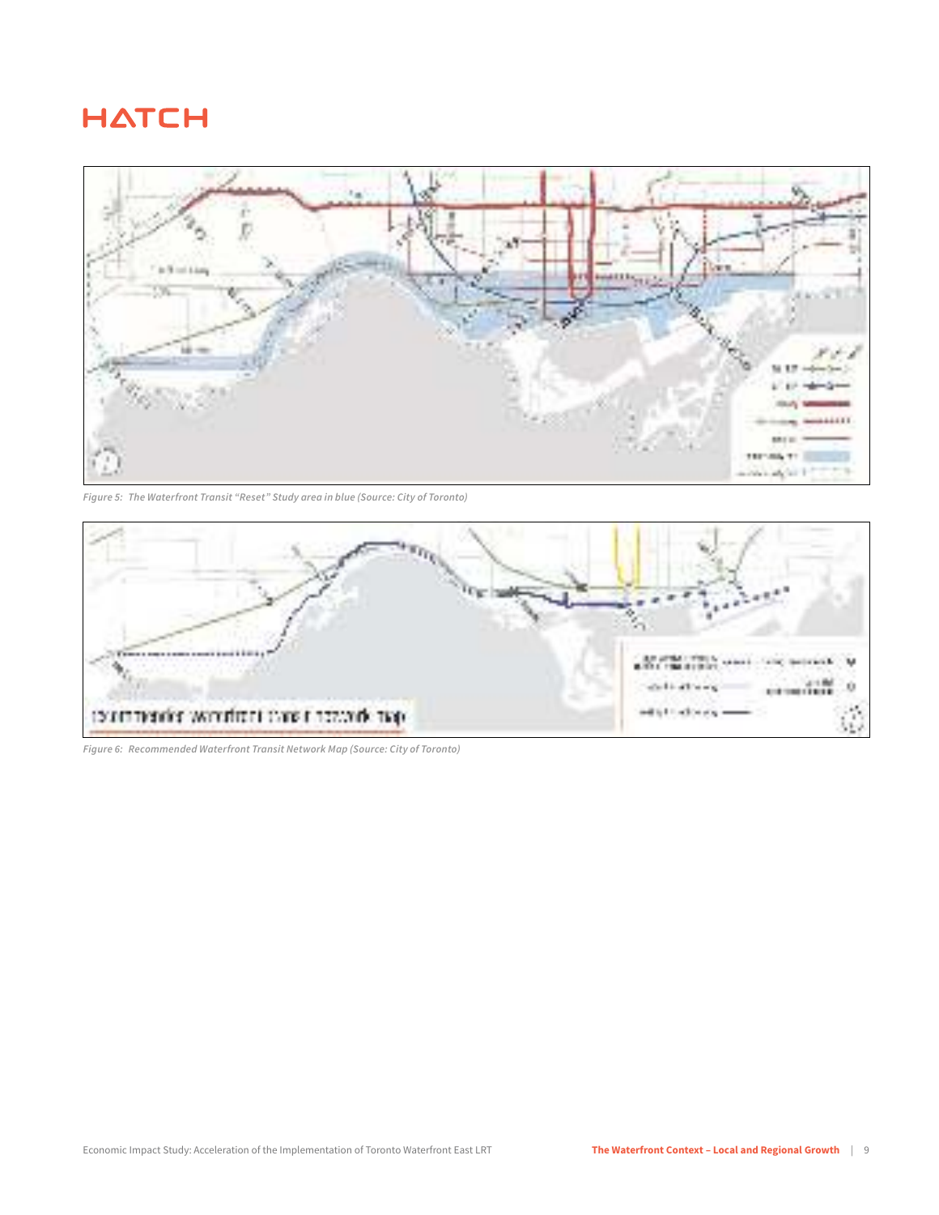*Figure 5: The Waterfront Transit "Reset" Study area in blue (Source: City of Toronto)*

*Figure 6: Recommended Waterfront Transit Network Map (Source: City of Toronto)*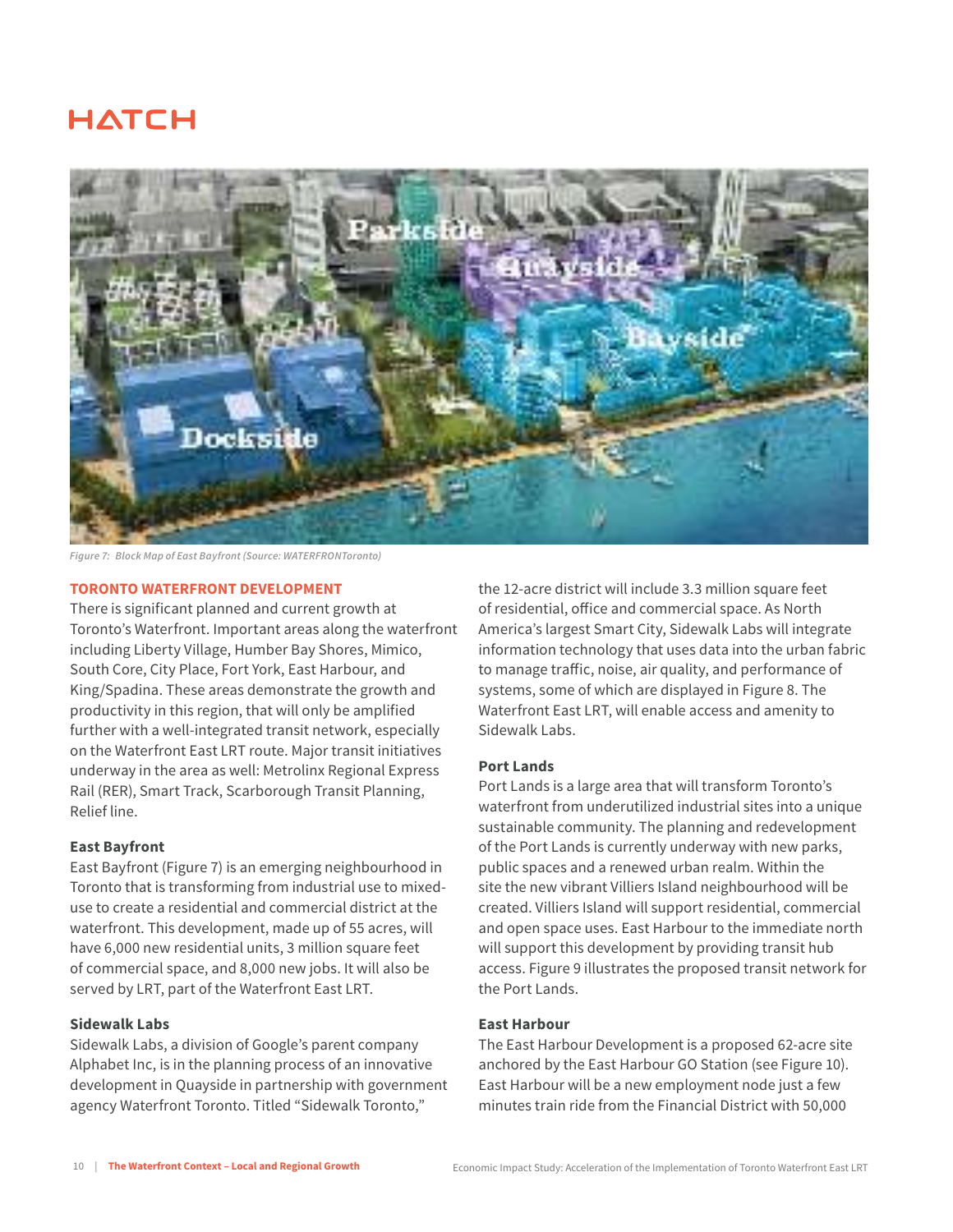Figure 7: Block Map of East Bayfront (Source: WATERFRONToronto)

## TORONTO WATERFRONT DEVELOPMENT

There is significant planned and current growth at Toronto's Waterfront. Important areas along the waterfront including Liberty Village, Humber Bay Shores, Mimico, South Core, City Place, Fort York, East Harbour, and King/Spadina. These areas demonstrate the growth and productivity in this region, that will only be amplified further with a well-integrated transit network, especially on the Waterfront East LRT route. Major transit initiatives underway in the area as well: Metrolinx Regional Express Rail (RER), Smart Track, Scarborough Transit Planning, Relief line.

### East Bayfront

East Bayfront (Figure 7) is an emerging neighbourhood in Toronto that is transforming from industrial use to mixed-use to create a residential and commercial district at the waterfront. This development, made up of 55 acres, will have 6,000 new residential units, 3 million square feet of commercial space, and 8,000 new jobs. It will also be served by LRT, part of the Waterfront East LRT.

### Sidewalk Labs

Sidewalk Labs, a division of Google's parent company Alphabet Inc, is in the planning process of an innovative development in Quayside in partnership with government agency Waterfront Toronto. Titled "Sidewalk Toronto," the 12-acre district will include 3.3 million square feet of residential, office and commercial space. As North America's largest Smart City, Sidewalk Labs will integrate information technology that uses data into the urban fabric to manage traffic, noise, air quality, and performance of systems, some of which are displayed in Figure 8. The Waterfront East LRT, will enable access and amenity to Sidewalk Labs.

### Port Lands

Port Lands is a large area that will transform Toronto's waterfront from underutilized industrial sites into a unique sustainable community. The planning and redevelopment of the Port Lands is currently underway with new parks, public spaces and a renewed urban realm. Within the site the new vibrant Villiers Island neighbourhood will be created. Villiers Island will support residential, commercial and open space uses. East Harbour to the immediate north will support this development by providing transit hub access. Figure 9 illustrates the proposed transit network for the Port Lands.

### East Harbour

The East Harbour Development is a proposed 62-acre site anchored by the East Harbour GO Station (see Figure 10). East Harbour will be a new employment node just a few minutes train ride from the Financial District with 50,000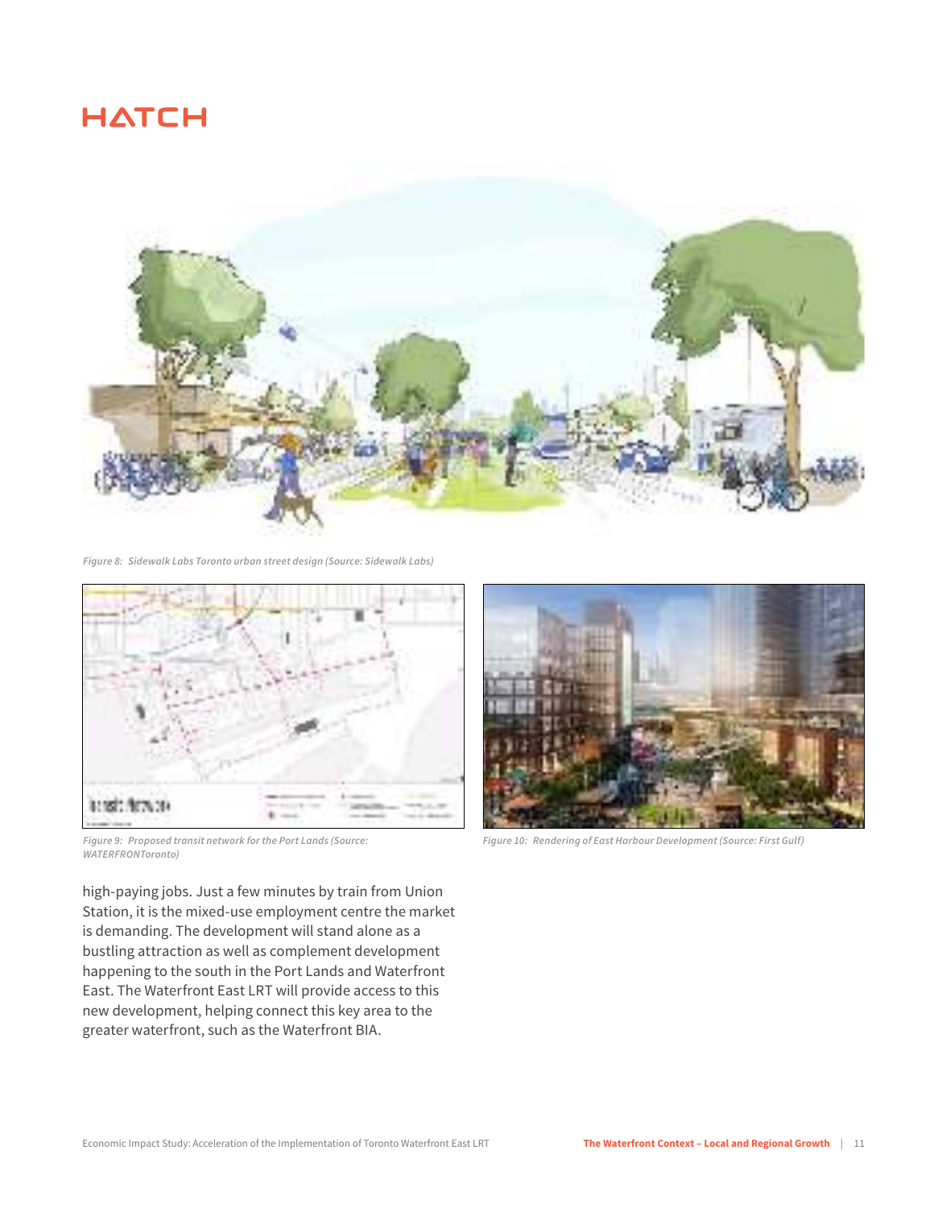Figure 8: Sidewalk Labs Toronto urban street design (Source: Sidewalk Labs)

Figure 9: Proposed transit network for the Port Lands (Source: WATERFRONToronto)

Figure 10: Rendering of East Harbour Development (Source: First Gulf)

high-paying jobs. Just a few minutes by train from Union Station, it is the mixed-use employment centre the market is demanding. The development will stand alone as a bustling attraction as well as complement development happening to the south in the Port Lands and Waterfront East. The Waterfront East LRT will provide access to this new development, helping connect this key area to the greater waterfront, such as the Waterfront BIA.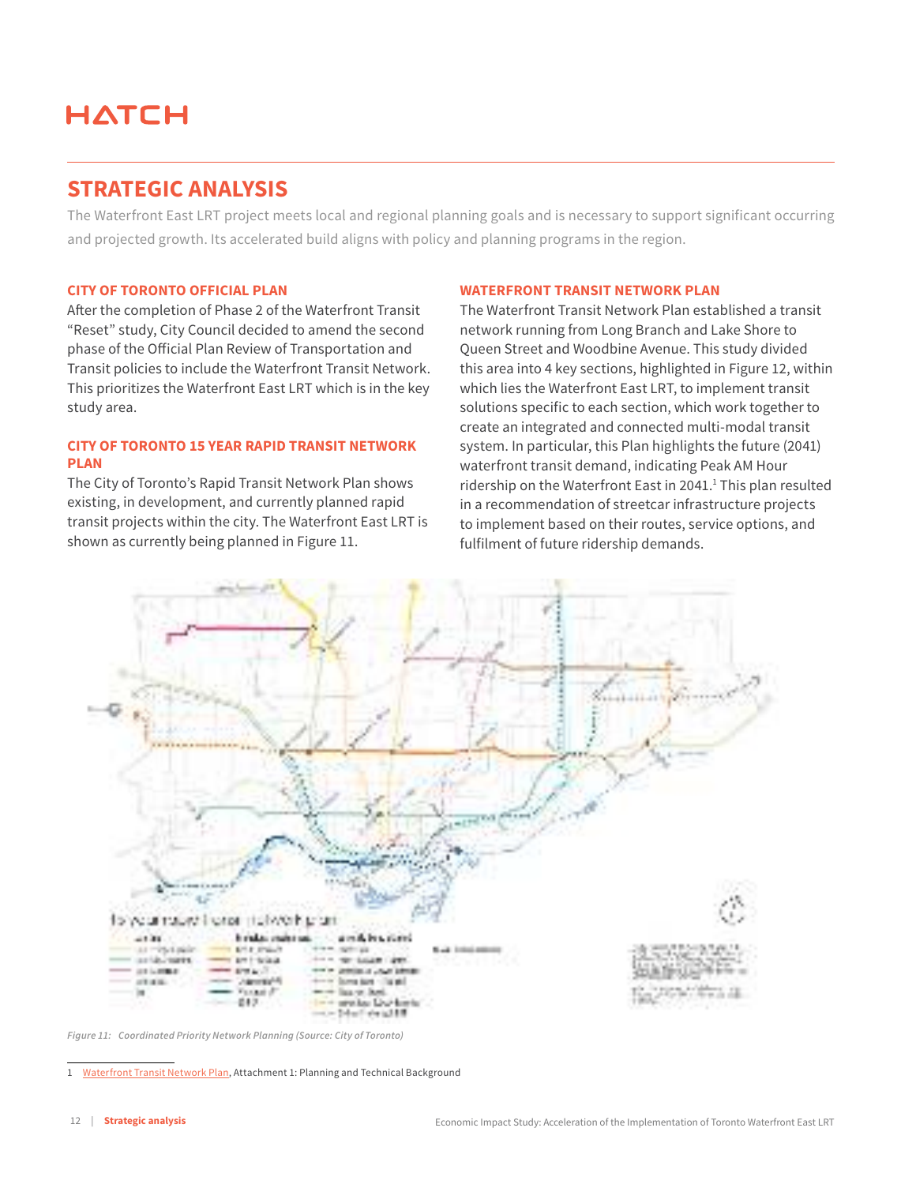## STRATEGIC ANALYSIS

The Waterfront East LRT project meets local and regional planning goals and is necessary to support significant occurring and projected growth. Its accelerated build aligns with policy and planning programs in the region.

### CITY OF TORONTO OFFICIAL PLAN

After the completion of Phase 2 of the Waterfront Transit "Reset" study, City Council decided to amend the second phase of the Official Plan Review of Transportation and Transit policies to include the Waterfront Transit Network. This prioritizes the Waterfront East LRT which is in the key study area.

### CITY OF TORONTO 15 YEAR RAPID TRANSIT NETWORK PLAN

The City of Toronto's Rapid Transit Network Plan shows existing, in development, and currently planned rapid transit projects within the city. The Waterfront East LRT is shown as currently being planned in Figure 11.

### WATERFRONT TRANSIT NETWORK PLAN

The Waterfront Transit Network Plan established a transit network running from Long Branch and Lake Shore to Queen Street and Woodbine Avenue. This study divided this area into 4 key sections, highlighted in Figure 12, within which lies the Waterfront East LRT, to implement transit solutions specific to each section, which work together to create an integrated and connected multi-modal transit system. In particular, this Plan highlights the future (2041) waterfront transit demand, indicating Peak AM Hour ridership on the Waterfront East in 2041.[1] This plan resulted in a recommendation of streetcar infrastructure projects to implement based on their routes, service options, and fulfilment of future ridership demands.

*Figure 11: Coordinated Priority Network Planning (Source: City of Toronto)*

1 Waterfront Transit Network Plan, Attachment 1: Planning and Technical Background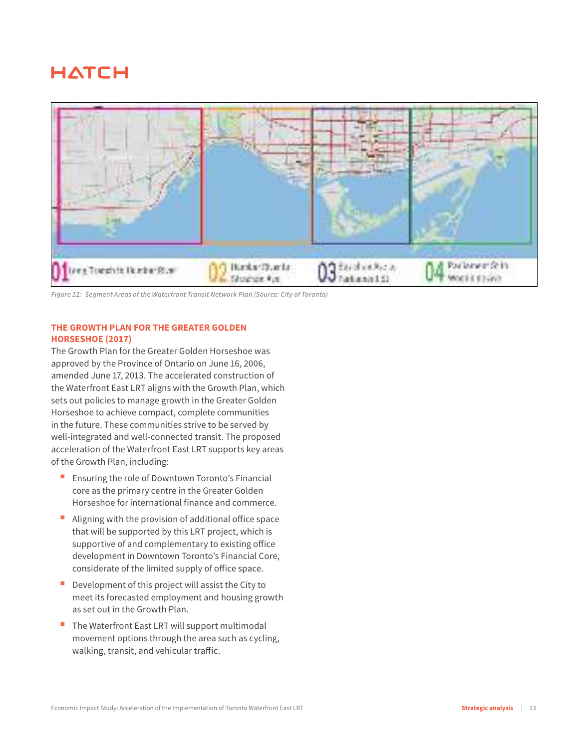Figure 12: Segment Areas of the Waterfront Transit Network Plan (Source: City of Toronto)

### THE GROWTH PLAN FOR THE GREATER GOLDEN HORSESHOE (2017)

The Growth Plan for the Greater Golden Horseshoe was approved by the Province of Ontario on June 16, 2006, amended June 17, 2013. The accelerated construction of the Waterfront East LRT aligns with the Growth Plan, which sets out policies to manage growth in the Greater Golden Horseshoe to achieve compact, complete communities in the future. These communities strive to be served by well-integrated and well-connected transit. The proposed acceleration of the Waterfront East LRT supports key areas of the Growth Plan, including:

- Ensuring the role of Downtown Toronto's Financial core as the primary centre in the Greater Golden Horseshoe for international finance and commerce.
- Aligning with the provision of additional office space that will be supported by this LRT project, which is supportive of and complementary to existing office development in Downtown Toronto's Financial Core, considerate of the limited supply of office space.
- Development of this project will assist the City to meet its forecasted employment and housing growth as set out in the Growth Plan.
- The Waterfront East LRT will support multimodal movement options through the area such as cycling, walking, transit, and vehicular traffic.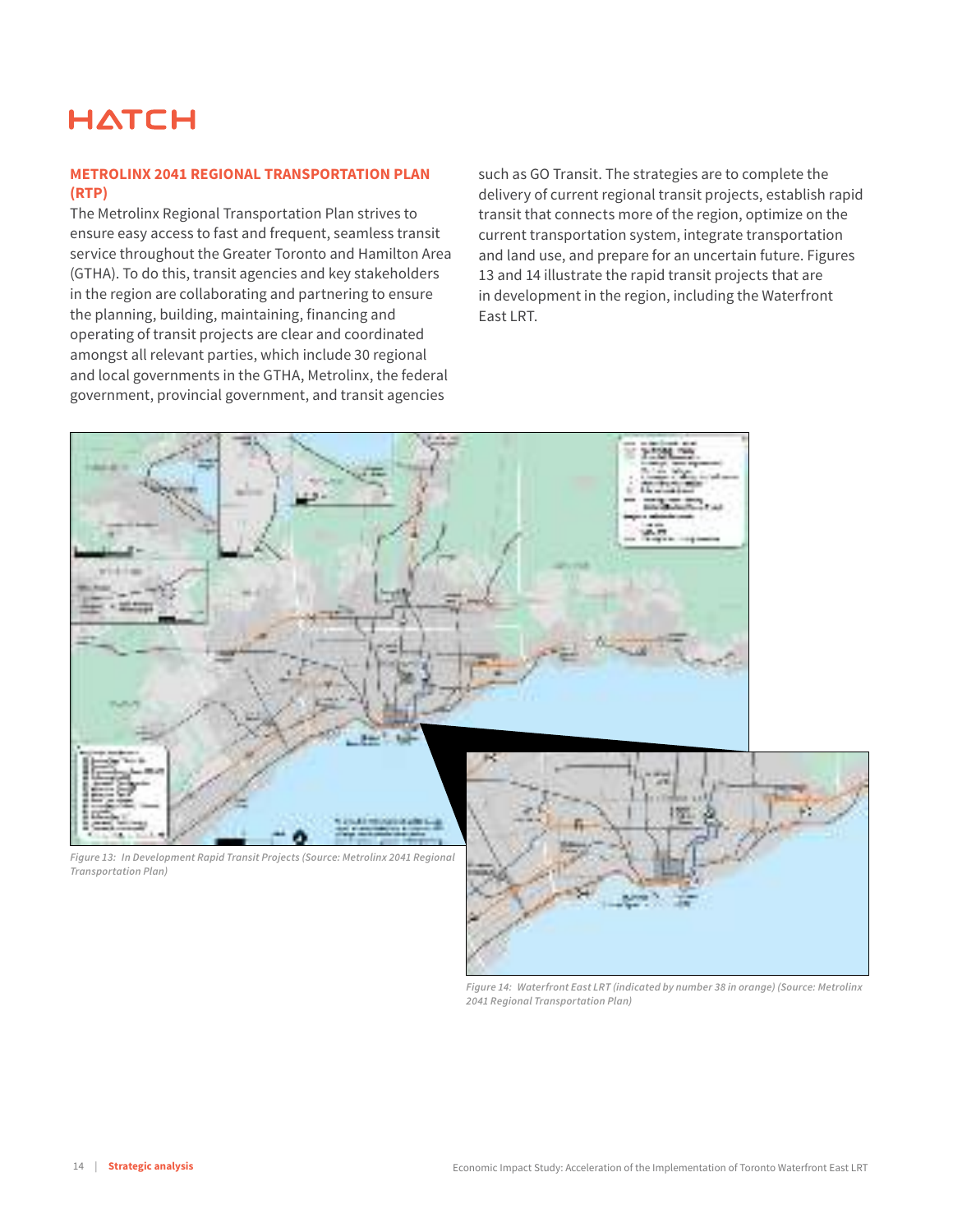## METROLINX 2041 REGIONAL TRANSPORTATION PLAN (RTP)

The Metrolinx Regional Transportation Plan strives to ensure easy access to fast and frequent, seamless transit service throughout the Greater Toronto and Hamilton Area (GTHA). To do this, transit agencies and key stakeholders in the region are collaborating and partnering to ensure the planning, building, maintaining, financing and operating of transit projects are clear and coordinated amongst all relevant parties, which include 30 regional and local governments in the GTHA, Metrolinx, the federal government, provincial government, and transit agencies such as GO Transit. The strategies are to complete the delivery of current regional transit projects, establish rapid transit that connects more of the region, optimize on the current transportation system, integrate transportation and land use, and prepare for an uncertain future. Figures 13 and 14 illustrate the rapid transit projects that are in development in the region, including the Waterfront East LRT.

*Figure 13: In Development Rapid Transit Projects (Source: Metrolinx 2041 Regional Transportation Plan)*

*Figure 14: Waterfront East LRT (indicated by number 38 in orange) (Source: Metrolinx 2041 Regional Transportation Plan)*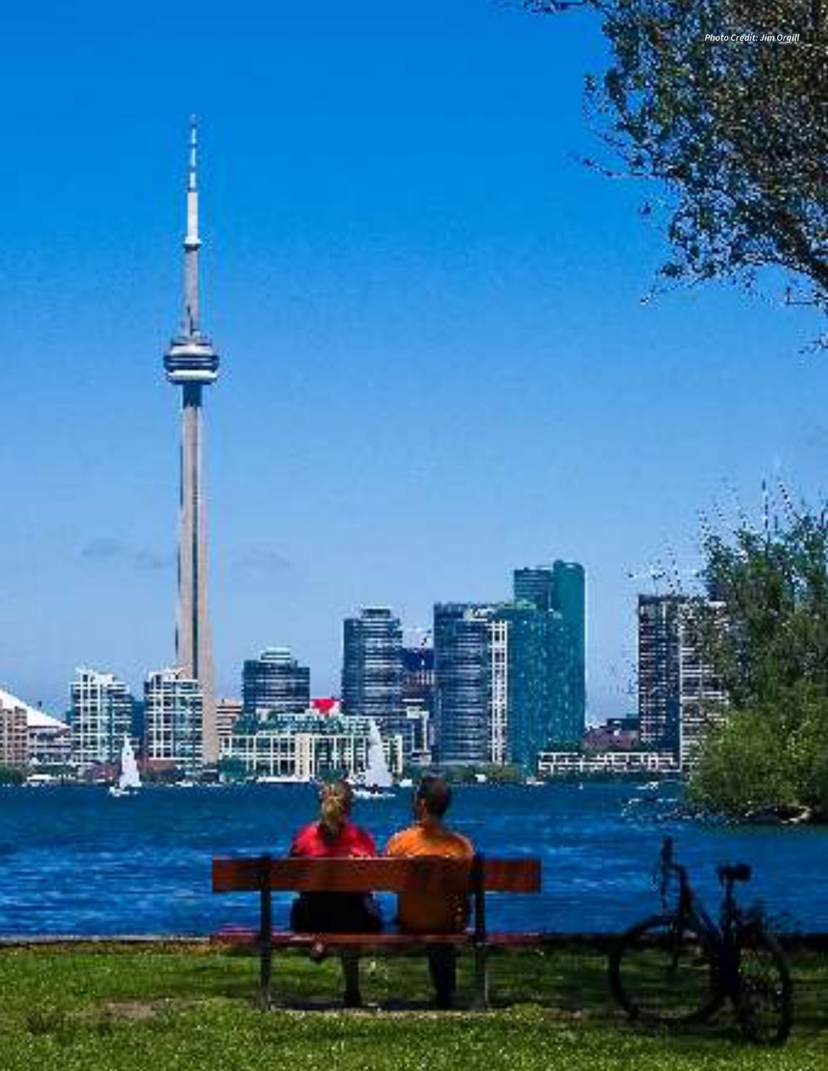Photo Credit: Jim Orgill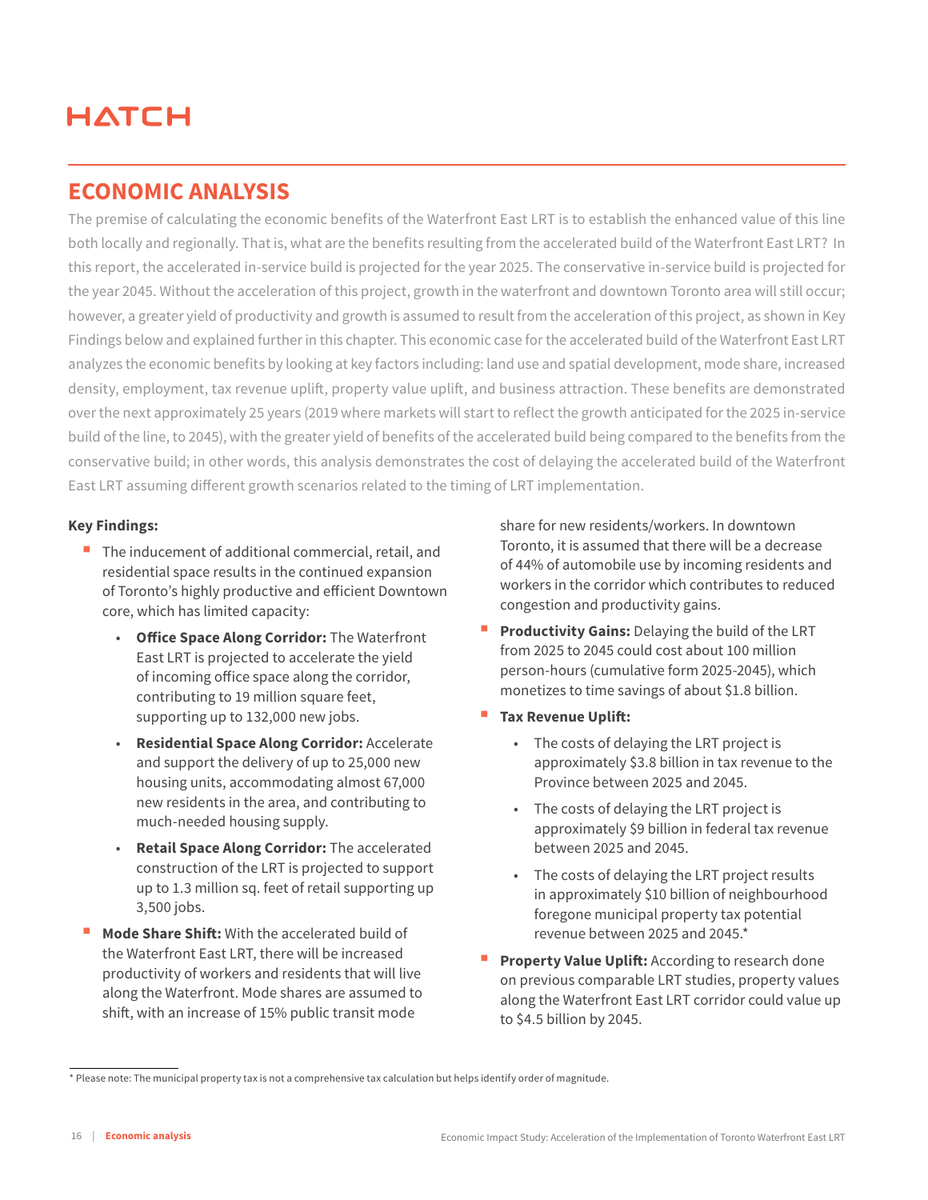## ECONOMIC ANALYSIS

The premise of calculating the economic benefits of the Waterfront East LRT is to establish the enhanced value of this line both locally and regionally. That is, what are the benefits resulting from the accelerated build of the Waterfront East LRT? In this report, the accelerated in-service build is projected for the year 2025. The conservative in-service build is projected for the year 2045. Without the acceleration of this project, growth in the waterfront and downtown Toronto area will still occur; however, a greater yield of productivity and growth is assumed to result from the acceleration of this project, as shown in Key Findings below and explained further in this chapter. This economic case for the accelerated build of the Waterfront East LRT analyzes the economic benefits by looking at key factors including: land use and spatial development, mode share, increased density, employment, tax revenue uplift, property value uplift, and business attraction. These benefits are demonstrated over the next approximately 25 years (2019 where markets will start to reflect the growth anticipated for the 2025 in-service build of the line, to 2045), with the greater yield of benefits of the accelerated build being compared to the benefits from the conservative build; in other words, this analysis demonstrates the cost of delaying the accelerated build of the Waterfront East LRT assuming different growth scenarios related to the timing of LRT implementation.

**Key Findings:**

- The inducement of additional commercial, retail, and residential space results in the continued expansion of Toronto's highly productive and efficient Downtown core, which has limited capacity:
  - **Office Space Along Corridor:** The Waterfront East LRT is projected to accelerate the yield of incoming office space along the corridor, contributing to 19 million square feet, supporting up to 132,000 new jobs.
  - **Residential Space Along Corridor:** Accelerate and support the delivery of up to 25,000 new housing units, accommodating almost 67,000 new residents in the area, and contributing to much-needed housing supply.
  - **Retail Space Along Corridor:** The accelerated construction of the LRT is projected to support up to 1.3 million sq. feet of retail supporting up 3,500 jobs.
- **Mode Share Shift:** With the accelerated build of the Waterfront East LRT, there will be increased productivity of workers and residents that will live along the Waterfront. Mode shares are assumed to shift, with an increase of 15% public transit mode share for new residents/workers. In downtown Toronto, it is assumed that there will be a decrease of 44% of automobile use by incoming residents and workers in the corridor which contributes to reduced congestion and productivity gains.
- **Productivity Gains:** Delaying the build of the LRT from 2025 to 2045 could cost about 100 million person-hours (cumulative form 2025-2045), which monetizes to time savings of about $1.8 billion.
- **Tax Revenue Uplift:**
  - The costs of delaying the LRT project is approximately $3.8 billion in tax revenue to the Province between 2025 and 2045.
  - The costs of delaying the LRT project is approximately $9 billion in federal tax revenue between 2025 and 2045.
  - The costs of delaying the LRT project results in approximately $10 billion of neighbourhood foregone municipal property tax potential revenue between 2025 and 2045.*
- **Property Value Uplift:** According to research done on previous comparable LRT studies, property values along the Waterfront East LRT corridor could value up to $4.5 billion by 2045.

* Please note: The municipal property tax is not a comprehensive tax calculation but helps identify order of magnitude.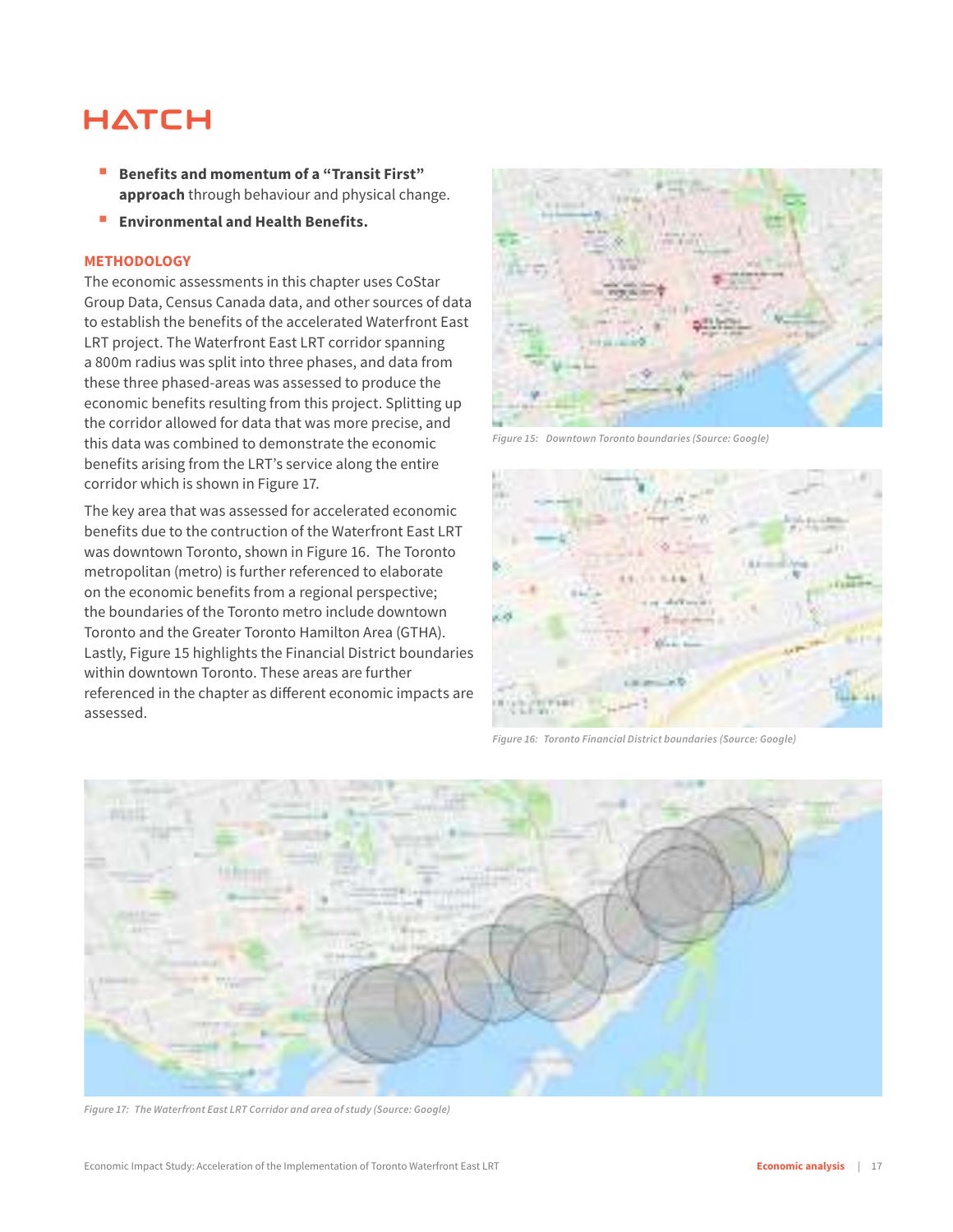- **Benefits and momentum of a "Transit First" approach** through behaviour and physical change.
- **Environmental and Health Benefits.**

### METHODOLOGY

The economic assessments in this chapter uses CoStar Group Data, Census Canada data, and other sources of data to establish the benefits of the accelerated Waterfront East LRT project. The Waterfront East LRT corridor spanning a 800m radius was split into three phases, and data from these three phased-areas was assessed to produce the economic benefits resulting from this project. Splitting up the corridor allowed for data that was more precise, and this data was combined to demonstrate the economic benefits arising from the LRT's service along the entire corridor which is shown in Figure 17.

The key area that was assessed for accelerated economic benefits due to the contruction of the Waterfront East LRT was downtown Toronto, shown in Figure 16. The Toronto metropolitan (metro) is further referenced to elaborate on the economic benefits from a regional perspective; the boundaries of the Toronto metro include downtown Toronto and the Greater Toronto Hamilton Area (GTHA). Lastly, Figure 15 highlights the Financial District boundaries within downtown Toronto. These areas are further referenced in the chapter as different economic impacts are assessed.

*Figure 15: Downtown Toronto boundaries (Source: Google)*

*Figure 16: Toronto Financial District boundaries (Source: Google)*

*Figure 17: The Waterfront East LRT Corridor and area of study (Source: Google)*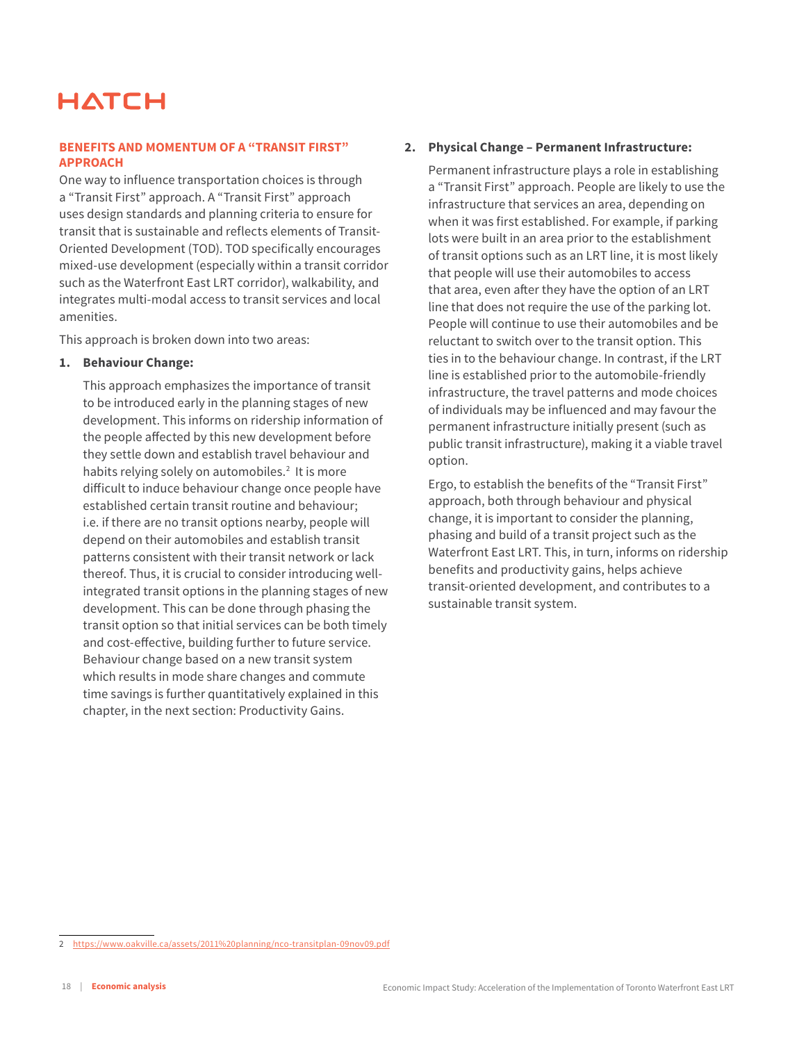## BENEFITS AND MOMENTUM OF A "TRANSIT FIRST" APPROACH

One way to influence transportation choices is through a "Transit First" approach. A "Transit First" approach uses design standards and planning criteria to ensure for transit that is sustainable and reflects elements of Transit-Oriented Development (TOD). TOD specifically encourages mixed-use development (especially within a transit corridor such as the Waterfront East LRT corridor), walkability, and integrates multi-modal access to transit services and local amenities.

This approach is broken down into two areas:

1. **Behaviour Change:**

   This approach emphasizes the importance of transit to be introduced early in the planning stages of new development. This informs on ridership information of the people affected by this new development before they settle down and establish travel behaviour and habits relying solely on automobiles.[2] It is more difficult to induce behaviour change once people have established certain transit routine and behaviour; i.e. if there are no transit options nearby, people will depend on their automobiles and establish transit patterns consistent with their transit network or lack thereof. Thus, it is crucial to consider introducing well-integrated transit options in the planning stages of new development. This can be done through phasing the transit option so that initial services can be both timely and cost-effective, building further to future service. Behaviour change based on a new transit system which results in mode share changes and commute time savings is further quantitatively explained in this chapter, in the next section: Productivity Gains.

2. **Physical Change – Permanent Infrastructure:**

   Permanent infrastructure plays a role in establishing a "Transit First" approach. People are likely to use the infrastructure that services an area, depending on when it was first established. For example, if parking lots were built in an area prior to the establishment of transit options such as an LRT line, it is most likely that people will use their automobiles to access that area, even after they have the option of an LRT line that does not require the use of the parking lot. People will continue to use their automobiles and be reluctant to switch over to the transit option. This ties in to the behaviour change. In contrast, if the LRT line is established prior to the automobile-friendly infrastructure, the travel patterns and mode choices of individuals may be influenced and may favour the permanent infrastructure initially present (such as public transit infrastructure), making it a viable travel option.

   Ergo, to establish the benefits of the "Transit First" approach, both through behaviour and physical change, it is important to consider the planning, phasing and build of a transit project such as the Waterfront East LRT. This, in turn, informs on ridership benefits and productivity gains, helps achieve transit-oriented development, and contributes to a sustainable transit system.

---

2 https://www.oakville.ca/assets/2011%20planning/nco-transitplan-09nov09.pdf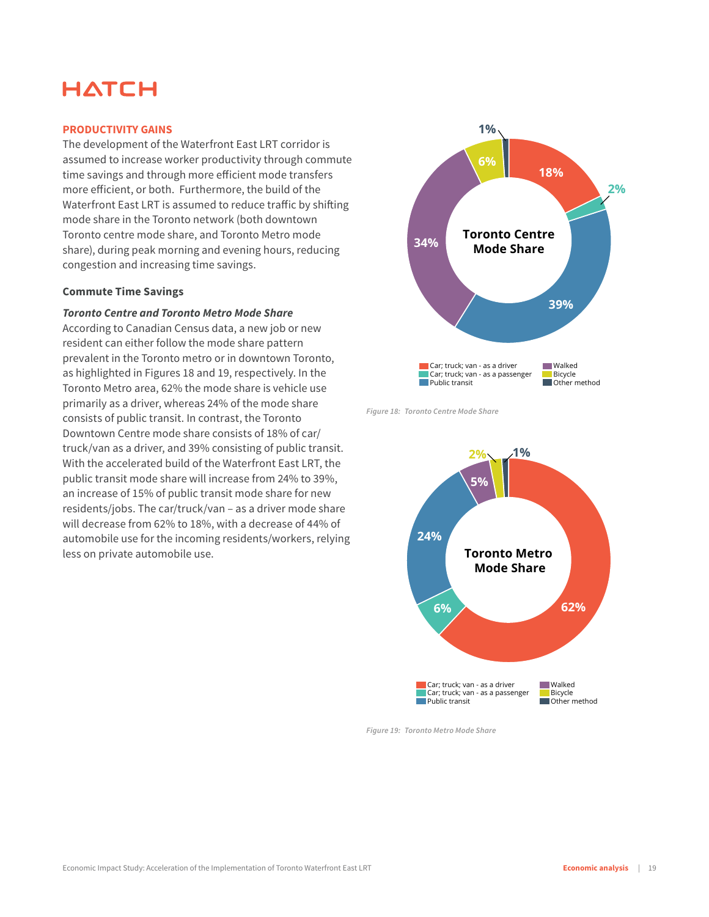## PRODUCTIVITY GAINS

The development of the Waterfront East LRT corridor is assumed to increase worker productivity through commute time savings and through more efficient mode transfers more efficient, or both. Furthermore, the build of the Waterfront East LRT is assumed to reduce traffic by shifting mode share in the Toronto network (both downtown Toronto centre mode share, and Toronto Metro mode share), during peak morning and evening hours, reducing congestion and increasing time savings.

### Commute Time Savings

***Toronto Centre and Toronto Metro Mode Share***

According to Canadian Census data, a new job or new resident can either follow the mode share pattern prevalent in the Toronto metro or in downtown Toronto, as highlighted in Figures 18 and 19, respectively. In the Toronto Metro area, 62% the mode share is vehicle use primarily as a driver, whereas 24% of the mode share consists of public transit. In contrast, the Toronto Downtown Centre mode share consists of 18% of car/truck/van as a driver, and 39% consisting of public transit. With the accelerated build of the Waterfront East LRT, the public transit mode share will increase from 24% to 39%, an increase of 15% of public transit mode share for new residents/jobs. The car/truck/van – as a driver mode share will decrease from 62% to 18%, with a decrease of 44% of automobile use for the incoming residents/workers, relying less on private automobile use.

**Toronto Centre Mode Share**

| Mode | Share |
|---|---|
| Car; truck; van - as a driver | 18% |
| Car; truck; van - as a passenger | 2% |
| Public transit | 39% |
| Walked | 34% |
| Bicycle | 6% |
| Other method | 1% |

*Figure 18: Toronto Centre Mode Share*

**Toronto Metro Mode Share**

| Mode | Share |
|---|---|
| Car; truck; van - as a driver | 62% |
| Car; truck; van - as a passenger | 6% |
| Public transit | 24% |
| Walked | 5% |
| Bicycle | 2% |
| Other method | 1% |

*Figure 19: Toronto Metro Mode Share*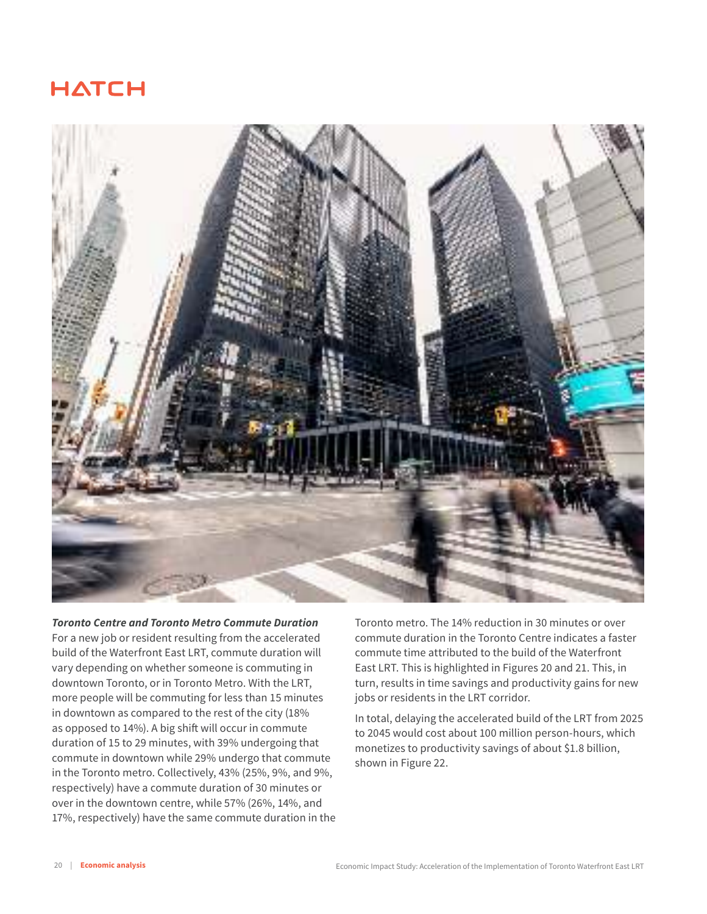***Toronto Centre and Toronto Metro Commute Duration***

For a new job or resident resulting from the accelerated build of the Waterfront East LRT, commute duration will vary depending on whether someone is commuting in downtown Toronto, or in Toronto Metro. With the LRT, more people will be commuting for less than 15 minutes in downtown as compared to the rest of the city (18% as opposed to 14%). A big shift will occur in commute duration of 15 to 29 minutes, with 39% undergoing that commute in downtown while 29% undergo that commute in the Toronto metro. Collectively, 43% (25%, 9%, and 9%, respectively) have a commute duration of 30 minutes or over in the downtown centre, while 57% (26%, 14%, and 17%, respectively) have the same commute duration in the Toronto metro. The 14% reduction in 30 minutes or over commute duration in the Toronto Centre indicates a faster commute time attributed to the build of the Waterfront East LRT. This is highlighted in Figures 20 and 21. This, in turn, results in time savings and productivity gains for new jobs or residents in the LRT corridor.

In total, delaying the accelerated build of the LRT from 2025 to 2045 would cost about 100 million person-hours, which monetizes to productivity savings of about $1.8 billion, shown in Figure 22.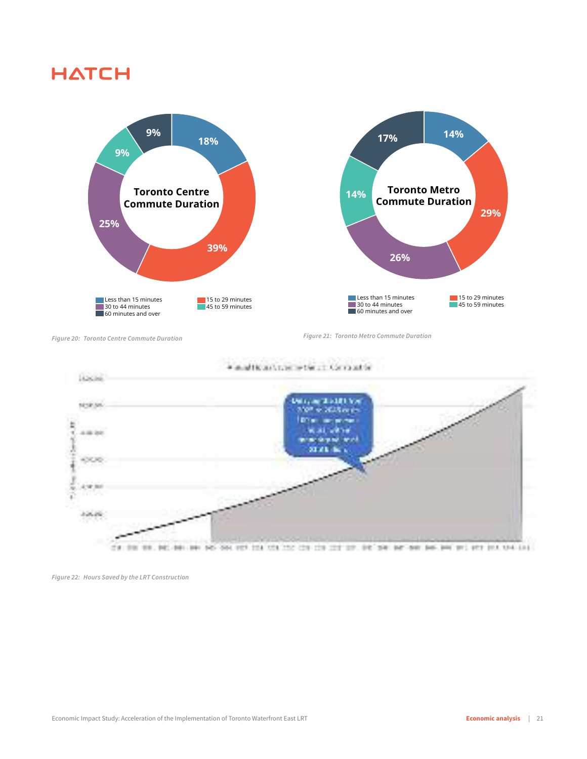| Commute Duration | Toronto Centre | Toronto Metro |
|---|---|---|
| Less than 15 minutes | 18% | 14% |
| 15 to 29 minutes | 39% | 29% |
| 30 to 44 minutes | 25% | 26% |
| 45 to 59 minutes | 9% | 14% |
| 60 minutes and over | 9% | 17% |

*Figure 20: Toronto Centre Commute Duration*

*Figure 21: Toronto Metro Commute Duration*

*Figure 22: Hours Saved by the LRT Construction*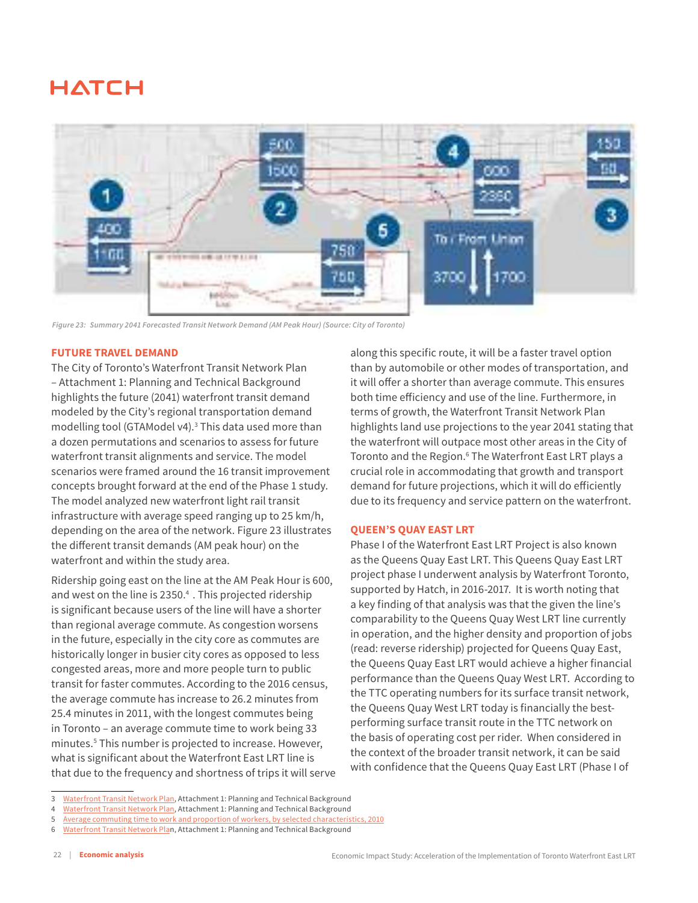Figure 23: Summary 2041 Forecasted Transit Network Demand (AM Peak Hour) (Source: City of Toronto)

## FUTURE TRAVEL DEMAND

The City of Toronto's Waterfront Transit Network Plan – Attachment 1: Planning and Technical Background highlights the future (2041) waterfront transit demand modeled by the City's regional transportation demand modelling tool (GTAModel v4).[3] This data used more than a dozen permutations and scenarios to assess for future waterfront transit alignments and service. The model scenarios were framed around the 16 transit improvement concepts brought forward at the end of the Phase 1 study. The model analyzed new waterfront light rail transit infrastructure with average speed ranging up to 25 km/h, depending on the area of the network. Figure 23 illustrates the different transit demands (AM peak hour) on the waterfront and within the study area.

Ridership going east on the line at the AM Peak Hour is 600, and west on the line is 2350.[4] . This projected ridership is significant because users of the line will have a shorter than regional average commute. As congestion worsens in the future, especially in the city core as commutes are historically longer in busier city cores as opposed to less congested areas, more and more people turn to public transit for faster commutes. According to the 2016 census, the average commute has increase to 26.2 minutes from 25.4 minutes in 2011, with the longest commutes being in Toronto – an average commute time to work being 33 minutes.[5] This number is projected to increase. However, what is significant about the Waterfront East LRT line is that due to the frequency and shortness of trips it will serve along this specific route, it will be a faster travel option than by automobile or other modes of transportation, and it will offer a shorter than average commute. This ensures both time efficiency and use of the line. Furthermore, in terms of growth, the Waterfront Transit Network Plan highlights land use projections to the year 2041 stating that the waterfront will outpace most other areas in the City of Toronto and the Region.[6] The Waterfront East LRT plays a crucial role in accommodating that growth and transport demand for future projections, which it will do efficiently due to its frequency and service pattern on the waterfront.

## QUEEN'S QUAY EAST LRT

Phase I of the Waterfront East LRT Project is also known as the Queens Quay East LRT. This Queens Quay East LRT project phase I underwent analysis by Waterfront Toronto, supported by Hatch, in 2016-2017. It is worth noting that a key finding of that analysis was that the given the line's comparability to the Queens Quay West LRT line currently in operation, and the higher density and proportion of jobs (read: reverse ridership) projected for Queens Quay East, the Queens Quay East LRT would achieve a higher financial performance than the Queens Quay West LRT. According to the TTC operating numbers for its surface transit network, the Queens Quay West LRT today is financially the best-performing surface transit route in the TTC network on the basis of operating cost per rider. When considered in the context of the broader transit network, it can be said with confidence that the Queens Quay East LRT (Phase I of

---

3 Waterfront Transit Network Plan, Attachment 1: Planning and Technical Background

4 Waterfront Transit Network Plan, Attachment 1: Planning and Technical Background

5 Average commuting time to work and proportion of workers, by selected characteristics, 2010

6 Waterfront Transit Network Plan, Attachment 1: Planning and Technical Background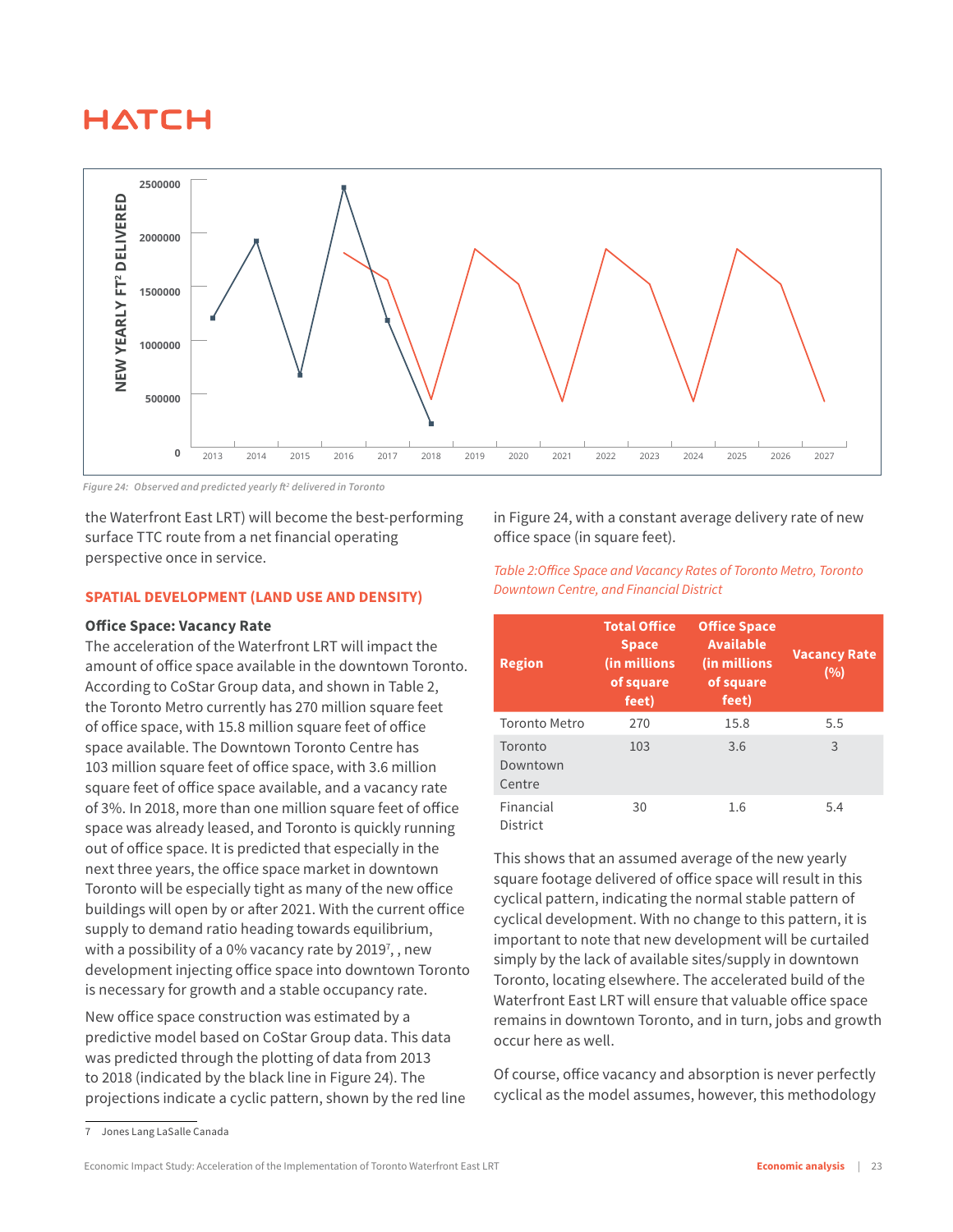Figure 24: Observed and predicted yearly ft² delivered in Toronto

the Waterfront East LRT) will become the best-performing surface TTC route from a net financial operating perspective once in service.

## SPATIAL DEVELOPMENT (LAND USE AND DENSITY)

### Office Space: Vacancy Rate

The acceleration of the Waterfront LRT will impact the amount of office space available in the downtown Toronto. According to CoStar Group data, and shown in Table 2, the Toronto Metro currently has 270 million square feet of office space, with 15.8 million square feet of office space available. The Downtown Toronto Centre has 103 million square feet of office space, with 3.6 million square feet of office space available, and a vacancy rate of 3%. In 2018, more than one million square feet of office space was already leased, and Toronto is quickly running out of office space. It is predicted that especially in the next three years, the office space market in downtown Toronto will be especially tight as many of the new office buildings will open by or after 2021. With the current office supply to demand ratio heading towards equilibrium, with a possibility of a 0% vacancy rate by 2019[7], , new development injecting office space into downtown Toronto is necessary for growth and a stable occupancy rate.

New office space construction was estimated by a predictive model based on CoStar Group data. This data was predicted through the plotting of data from 2013 to 2018 (indicated by the black line in Figure 24). The projections indicate a cyclic pattern, shown by the red line in Figure 24, with a constant average delivery rate of new office space (in square feet).

*Table 2:Office Space and Vacancy Rates of Toronto Metro, Toronto Downtown Centre, and Financial District*

| Region | Total Office Space (in millions of square feet) | Office Space Available (in millions of square feet) | Vacancy Rate (%) |
|---|---|---|---|
| Toronto Metro | 270 | 15.8 | 5.5 |
| Toronto Downtown Centre | 103 | 3.6 | 3 |
| Financial District | 30 | 1.6 | 5.4 |

This shows that an assumed average of the new yearly square footage delivered of office space will result in this cyclical pattern, indicating the normal stable pattern of cyclical development. With no change to this pattern, it is important to note that new development will be curtailed simply by the lack of available sites/supply in downtown Toronto, locating elsewhere. The accelerated build of the Waterfront East LRT will ensure that valuable office space remains in downtown Toronto, and in turn, jobs and growth occur here as well.

Of course, office vacancy and absorption is never perfectly cyclical as the model assumes, however, this methodology

7 Jones Lang LaSalle Canada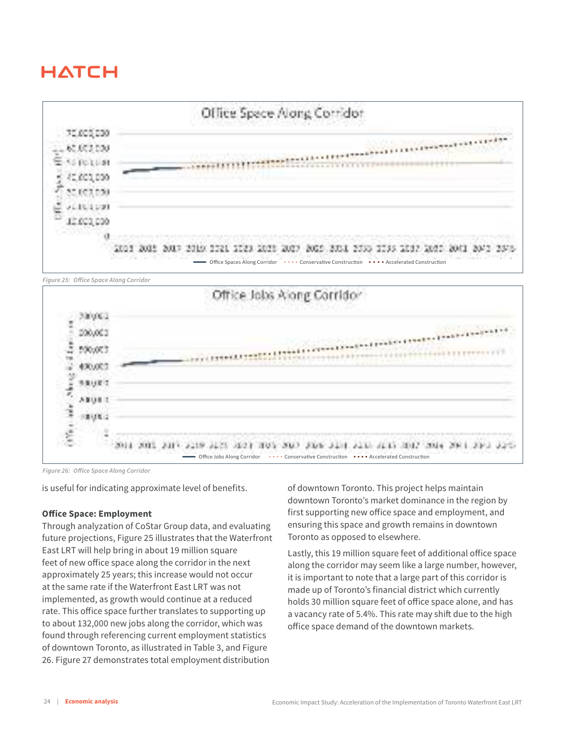*Figure 25: Office Space Along Corridor*

*Figure 26: Office Space Along Corridor*

is useful for indicating approximate level of benefits.

**Office Space: Employment**

Through analyzation of CoStar Group data, and evaluating future projections, Figure 25 illustrates that the Waterfront East LRT will help bring in about 19 million square feet of new office space along the corridor in the next approximately 25 years; this increase would not occur at the same rate if the Waterfront East LRT was not implemented, as growth would continue at a reduced rate. This office space further translates to supporting up to about 132,000 new jobs along the corridor, which was found through referencing current employment statistics of downtown Toronto, as illustrated in Table 3, and Figure 26. Figure 27 demonstrates total employment distribution of downtown Toronto. This project helps maintain downtown Toronto's market dominance in the region by first supporting new office space and employment, and ensuring this space and growth remains in downtown Toronto as opposed to elsewhere.

Lastly, this 19 million square feet of additional office space along the corridor may seem like a large number, however, it is important to note that a large part of this corridor is made up of Toronto's financial district which currently holds 30 million square feet of office space alone, and has a vacancy rate of 5.4%. This rate may shift due to the high office space demand of the downtown markets.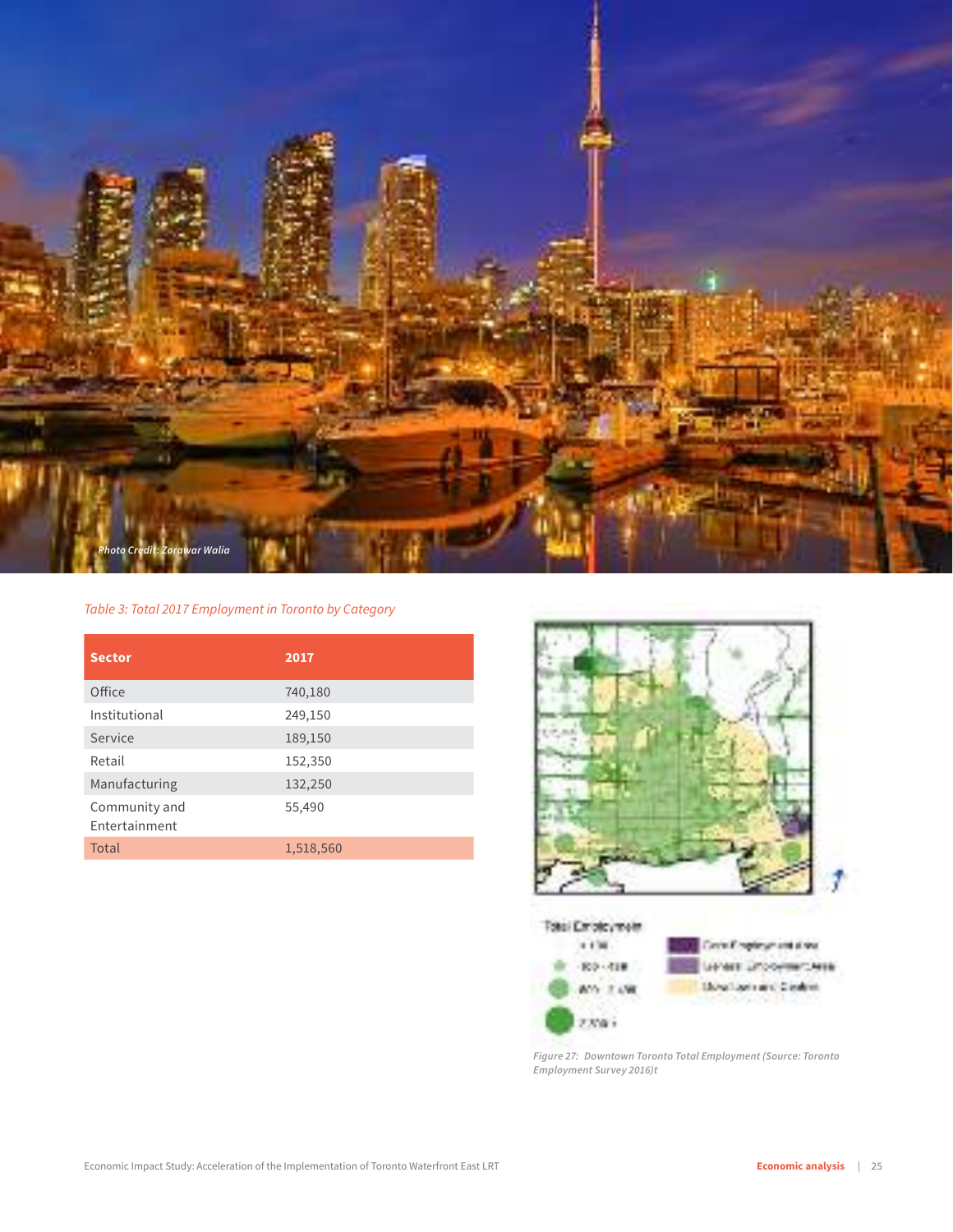Photo Credit: Zorawar Walia

*Table 3: Total 2017 Employment in Toronto by Category*

| Sector | 2017 |
|---|---|
| Office | 740,180 |
| Institutional | 249,150 |
| Service | 189,150 |
| Retail | 152,350 |
| Manufacturing | 132,250 |
| Community and Entertainment | 55,490 |
| Total | 1,518,560 |

*Figure 27: Downtown Toronto Total Employment (Source: Toronto Employment Survey 2016)t*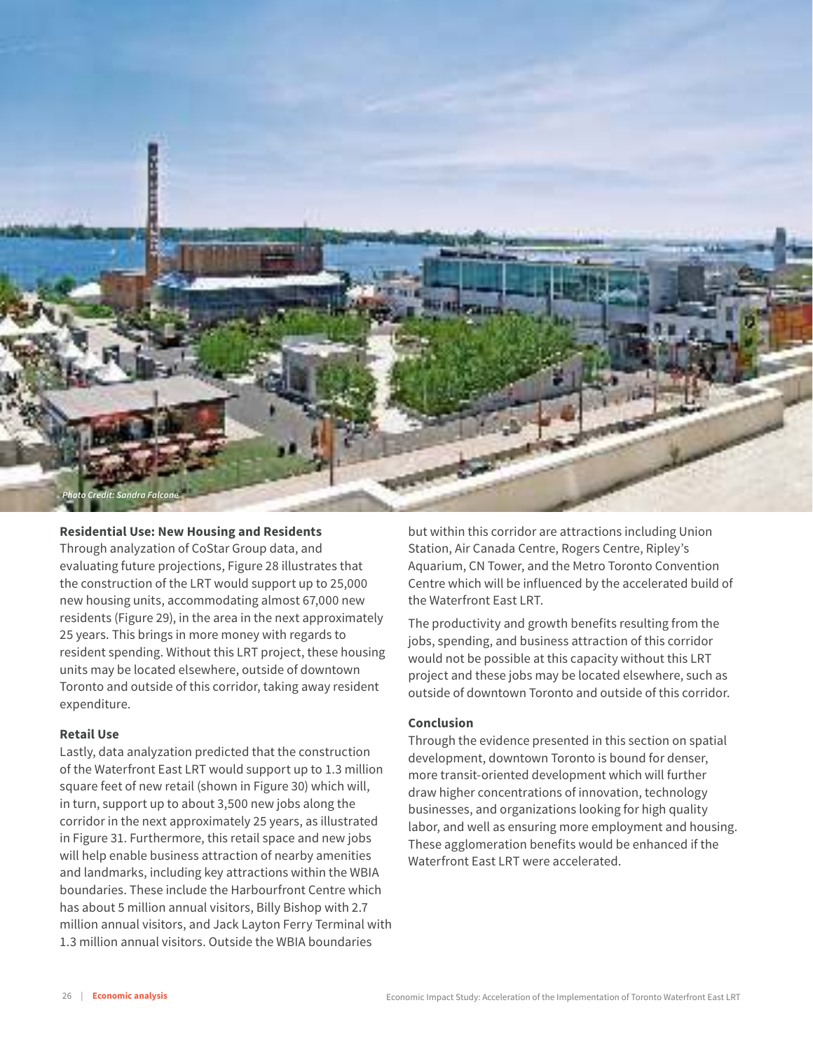Photo Credit: Sandra Falcone

**Residential Use: New Housing and Residents**

Through analyzation of CoStar Group data, and evaluating future projections, Figure 28 illustrates that the construction of the LRT would support up to 25,000 new housing units, accommodating almost 67,000 new residents (Figure 29), in the area in the next approximately 25 years. This brings in more money with regards to resident spending. Without this LRT project, these housing units may be located elsewhere, outside of downtown Toronto and outside of this corridor, taking away resident expenditure.

**Retail Use**

Lastly, data analyzation predicted that the construction of the Waterfront East LRT would support up to 1.3 million square feet of new retail (shown in Figure 30) which will, in turn, support up to about 3,500 new jobs along the corridor in the next approximately 25 years, as illustrated in Figure 31. Furthermore, this retail space and new jobs will help enable business attraction of nearby amenities and landmarks, including key attractions within the WBIA boundaries. These include the Harbourfront Centre which has about 5 million annual visitors, Billy Bishop with 2.7 million annual visitors, and Jack Layton Ferry Terminal with 1.3 million annual visitors. Outside the WBIA boundaries but within this corridor are attractions including Union Station, Air Canada Centre, Rogers Centre, Ripley's Aquarium, CN Tower, and the Metro Toronto Convention Centre which will be influenced by the accelerated build of the Waterfront East LRT.

The productivity and growth benefits resulting from the jobs, spending, and business attraction of this corridor would not be possible at this capacity without this LRT project and these jobs may be located elsewhere, such as outside of downtown Toronto and outside of this corridor.

**Conclusion**

Through the evidence presented in this section on spatial development, downtown Toronto is bound for denser, more transit-oriented development which will further draw higher concentrations of innovation, technology businesses, and organizations looking for high quality labor, and well as ensuring more employment and housing. These agglomeration benefits would be enhanced if the Waterfront East LRT were accelerated.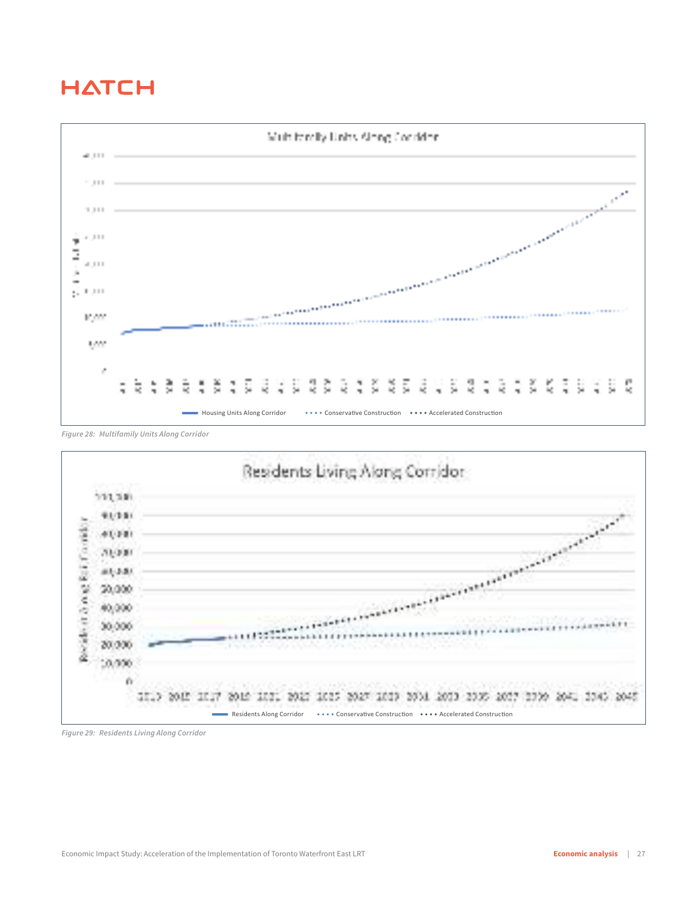Multifamily Units Along Corridor

Housing Units Along Corridor · Conservative Construction · Accelerated Construction

*Figure 28: Multifamily Units Along Corridor*

Residents Living Along Corridor

Residents Along Corridor · Conservative Construction · Accelerated Construction

*Figure 29: Residents Living Along Corridor*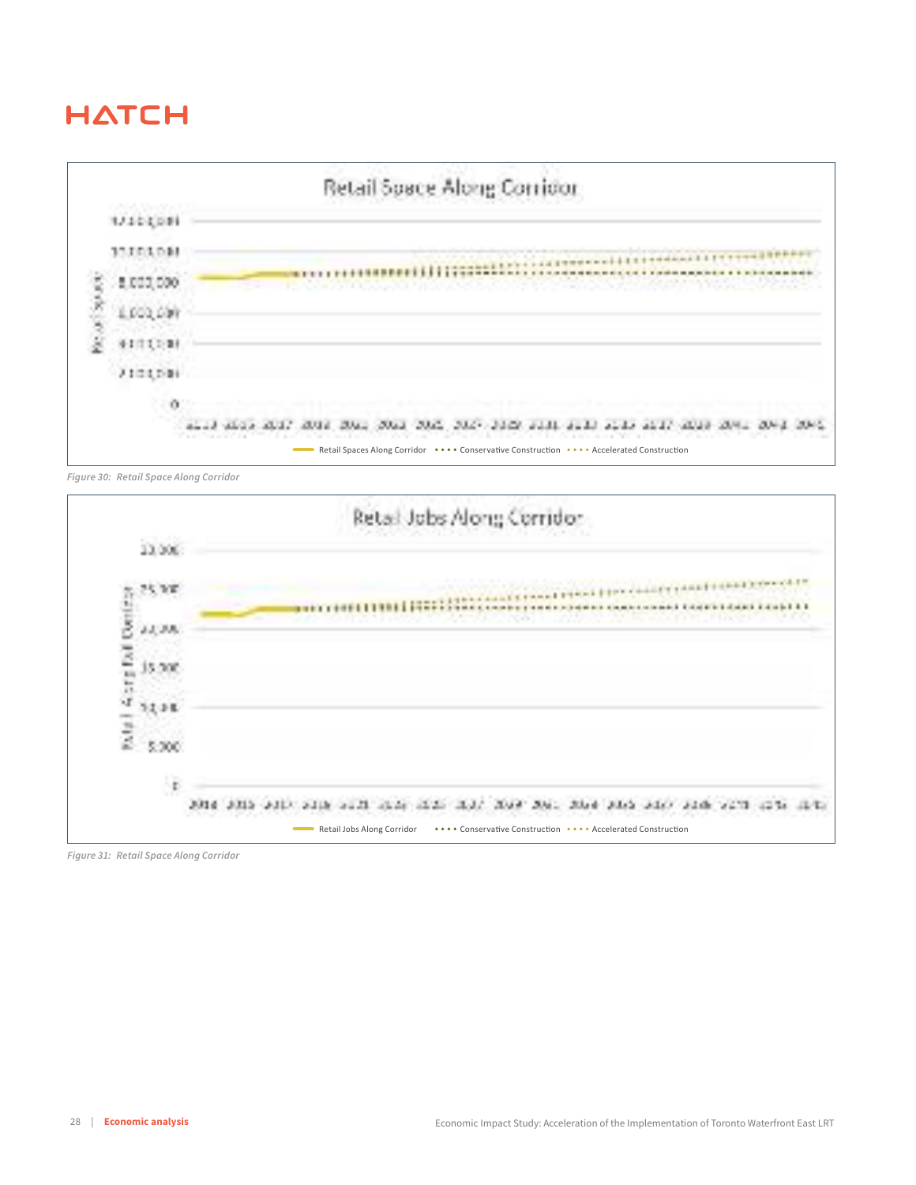*Figure 30: Retail Space Along Corridor*

*Figure 31: Retail Space Along Corridor*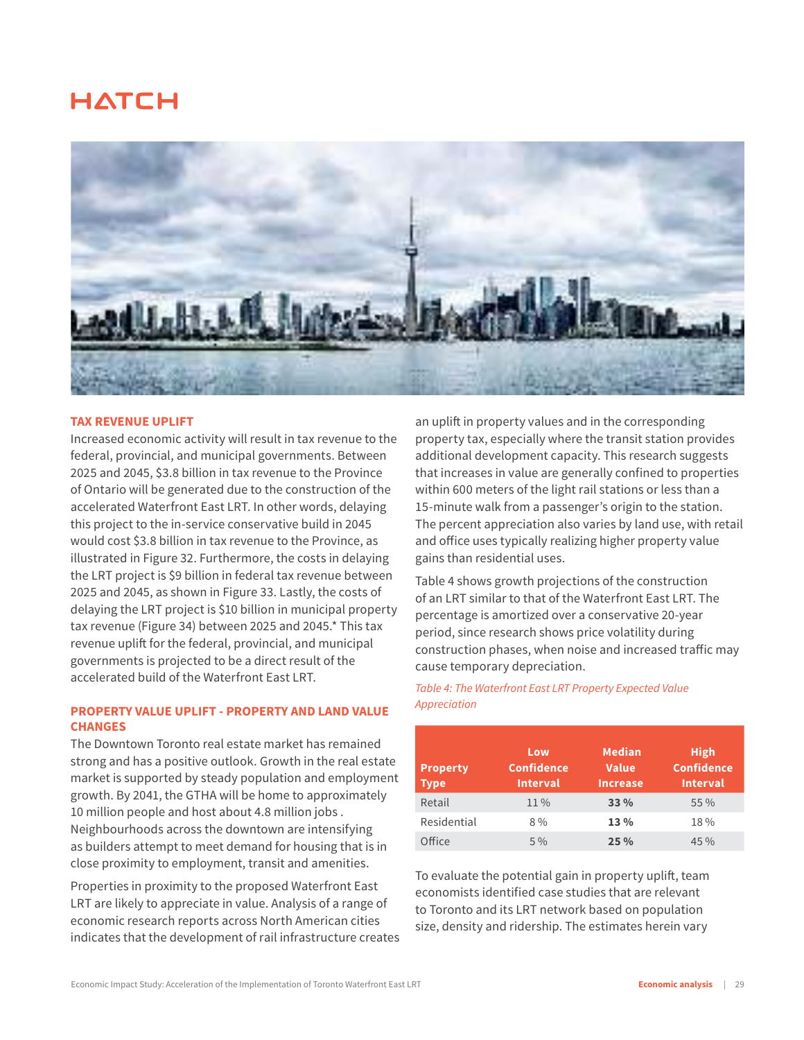## TAX REVENUE UPLIFT

Increased economic activity will result in tax revenue to the federal, provincial, and municipal governments. Between 2025 and 2045, $3.8 billion in tax revenue to the Province of Ontario will be generated due to the construction of the accelerated Waterfront East LRT. In other words, delaying this project to the in-service conservative build in 2045 would cost $3.8 billion in tax revenue to the Province, as illustrated in Figure 32. Furthermore, the costs in delaying the LRT project is $9 billion in federal tax revenue between 2025 and 2045, as shown in Figure 33. Lastly, the costs of delaying the LRT project is $10 billion in municipal property tax revenue (Figure 34) between 2025 and 2045.* This tax revenue uplift for the federal, provincial, and municipal governments is projected to be a direct result of the accelerated build of the Waterfront East LRT.

## PROPERTY VALUE UPLIFT - PROPERTY AND LAND VALUE CHANGES

The Downtown Toronto real estate market has remained strong and has a positive outlook. Growth in the real estate market is supported by steady population and employment growth. By 2041, the GTHA will be home to approximately 10 million people and host about 4.8 million jobs . Neighbourhoods across the downtown are intensifying as builders attempt to meet demand for housing that is in close proximity to employment, transit and amenities.

Properties in proximity to the proposed Waterfront East LRT are likely to appreciate in value. Analysis of a range of economic research reports across North American cities indicates that the development of rail infrastructure creates an uplift in property values and in the corresponding property tax, especially where the transit station provides additional development capacity. This research suggests that increases in value are generally confined to properties within 600 meters of the light rail stations or less than a 15-minute walk from a passenger's origin to the station. The percent appreciation also varies by land use, with retail and office uses typically realizing higher property value gains than residential uses.

Table 4 shows growth projections of the construction of an LRT similar to that of the Waterfront East LRT. The percentage is amortized over a conservative 20-year period, since research shows price volatility during construction phases, when noise and increased traffic may cause temporary depreciation.

*Table 4: The Waterfront East LRT Property Expected Value Appreciation*

| Property Type | Low Confidence Interval | Median Value Increase | High Confidence Interval |
|---|---|---|---|
| Retail | 11 % | **33 %** | 55 % |
| Residential | 8 % | **13 %** | 18 % |
| Office | 5 % | **25 %** | 45 % |

To evaluate the potential gain in property uplift, team economists identified case studies that are relevant to Toronto and its LRT network based on population size, density and ridership. The estimates herein vary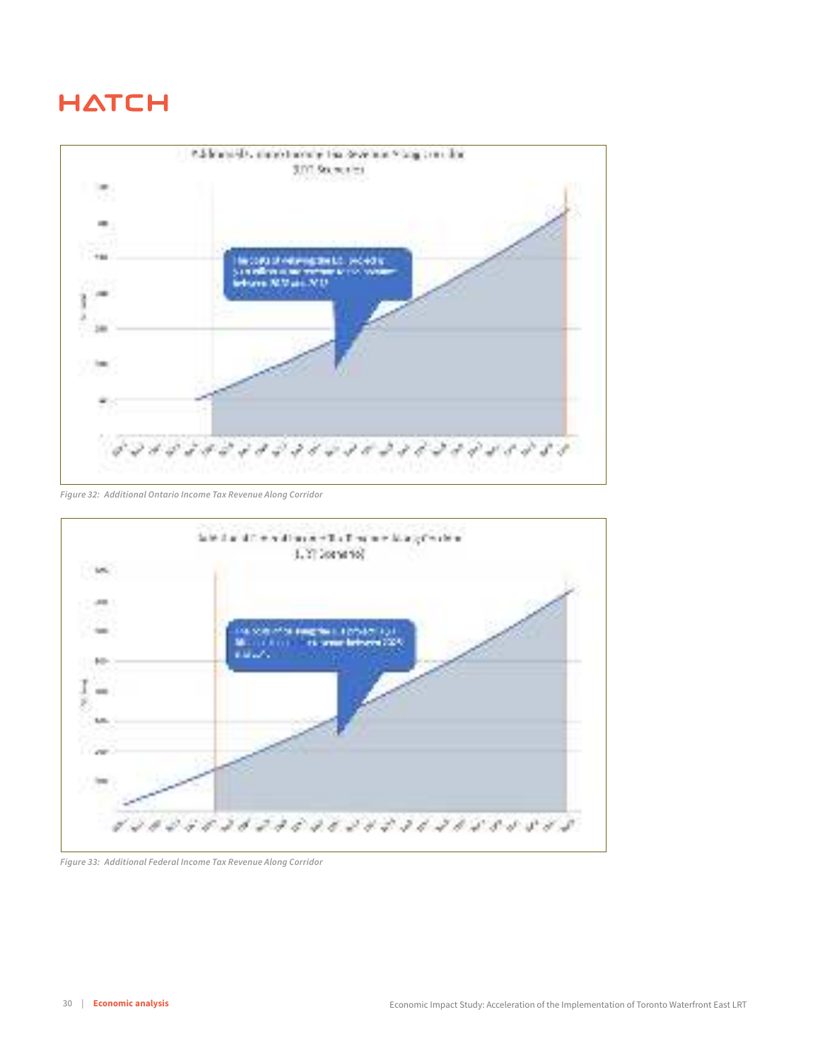Figure 32: Additional Ontario Income Tax Revenue Along Corridor

Figure 33: Additional Federal Income Tax Revenue Along Corridor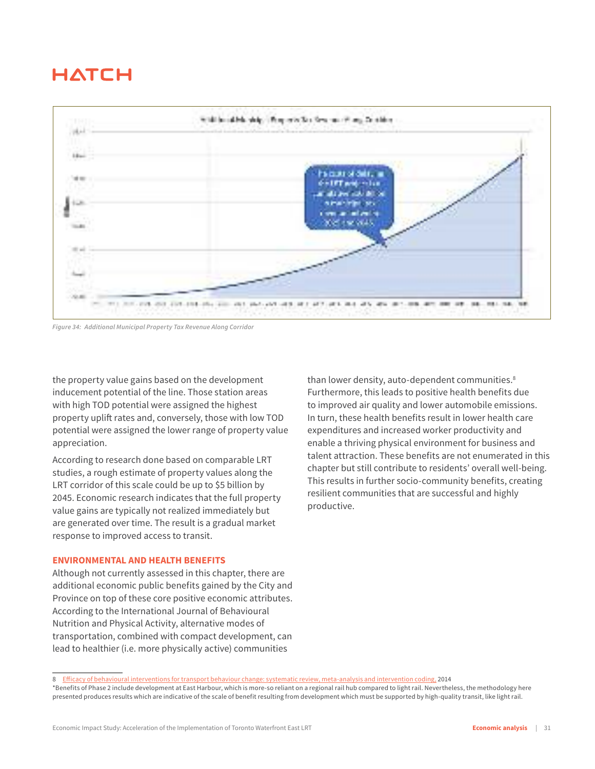*Figure 34: Additional Municipal Property Tax Revenue Along Corridor*

the property value gains based on the development inducement potential of the line. Those station areas with high TOD potential were assigned the highest property uplift rates and, conversely, those with low TOD potential were assigned the lower range of property value appreciation.

According to research done based on comparable LRT studies, a rough estimate of property values along the LRT corridor of this scale could be up to $5 billion by 2045. Economic research indicates that the full property value gains are typically not realized immediately but are generated over time. The result is a gradual market response to improved access to transit.

### ENVIRONMENTAL AND HEALTH BENEFITS

Although not currently assessed in this chapter, there are additional economic public benefits gained by the City and Province on top of these core positive economic attributes. According to the International Journal of Behavioural Nutrition and Physical Activity, alternative modes of transportation, combined with compact development, can lead to healthier (i.e. more physically active) communities than lower density, auto-dependent communities.[8] Furthermore, this leads to positive health benefits due to improved air quality and lower automobile emissions. In turn, these health benefits result in lower health care expenditures and increased worker productivity and enable a thriving physical environment for business and talent attraction. These benefits are not enumerated in this chapter but still contribute to residents' overall well-being. This results in further socio-community benefits, creating resilient communities that are successful and highly productive.

---

8 Efficacy of behavioural interventions for transport behaviour change: systematic review, meta-analysis and intervention coding, 2014

*Benefits of Phase 2 include development at East Harbour, which is more-so reliant on a regional rail hub compared to light rail. Nevertheless, the methodology here presented produces results which are indicative of the scale of benefit resulting from development which must be supported by high-quality transit, like light rail.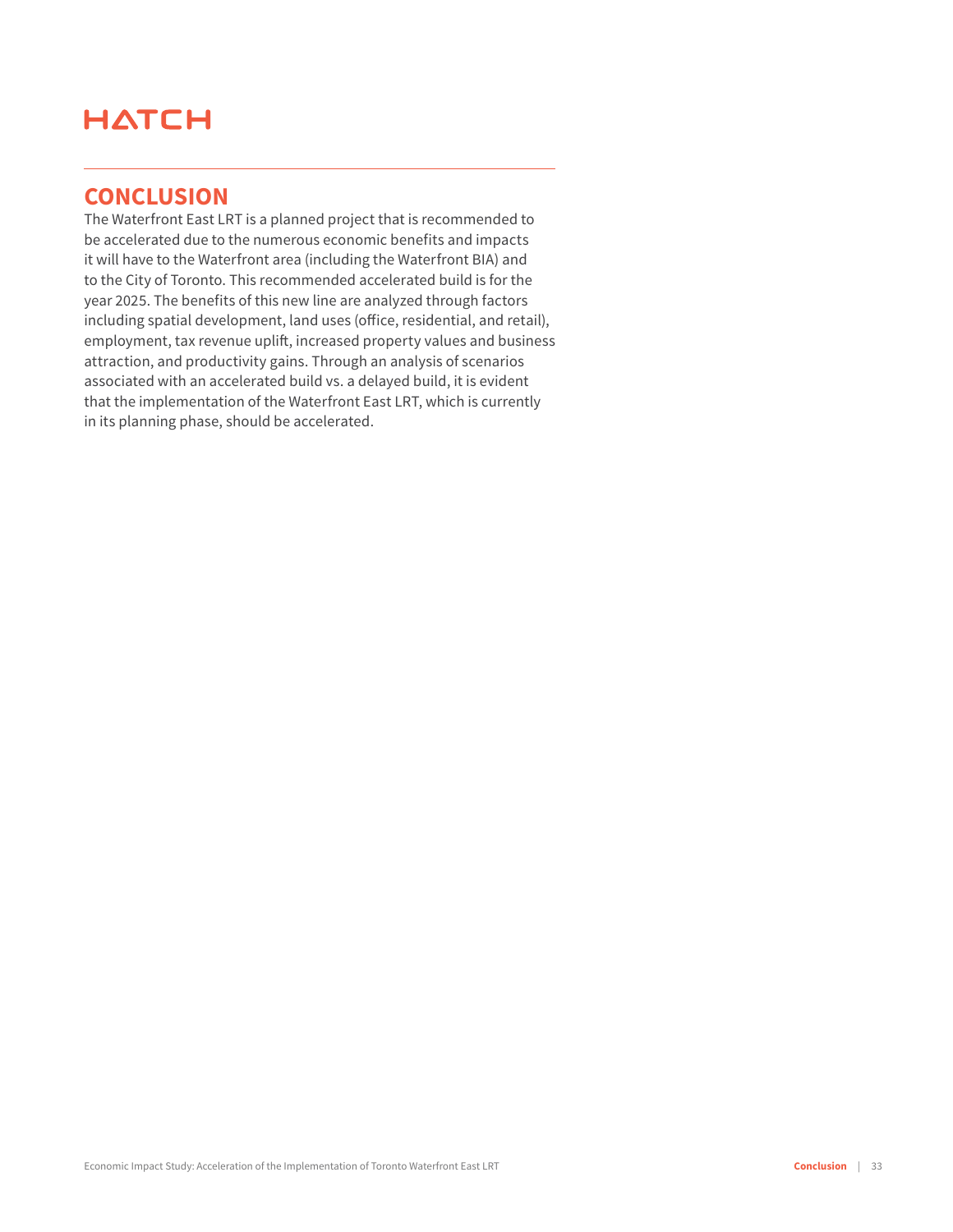# CONCLUSION

The Waterfront East LRT is a planned project that is recommended to be accelerated due to the numerous economic benefits and impacts it will have to the Waterfront area (including the Waterfront BIA) and to the City of Toronto. This recommended accelerated build is for the year 2025. The benefits of this new line are analyzed through factors including spatial development, land uses (office, residential, and retail), employment, tax revenue uplift, increased property values and business attraction, and productivity gains. Through an analysis of scenarios associated with an accelerated build vs. a delayed build, it is evident that the implementation of the Waterfront East LRT, which is currently in its planning phase, should be accelerated.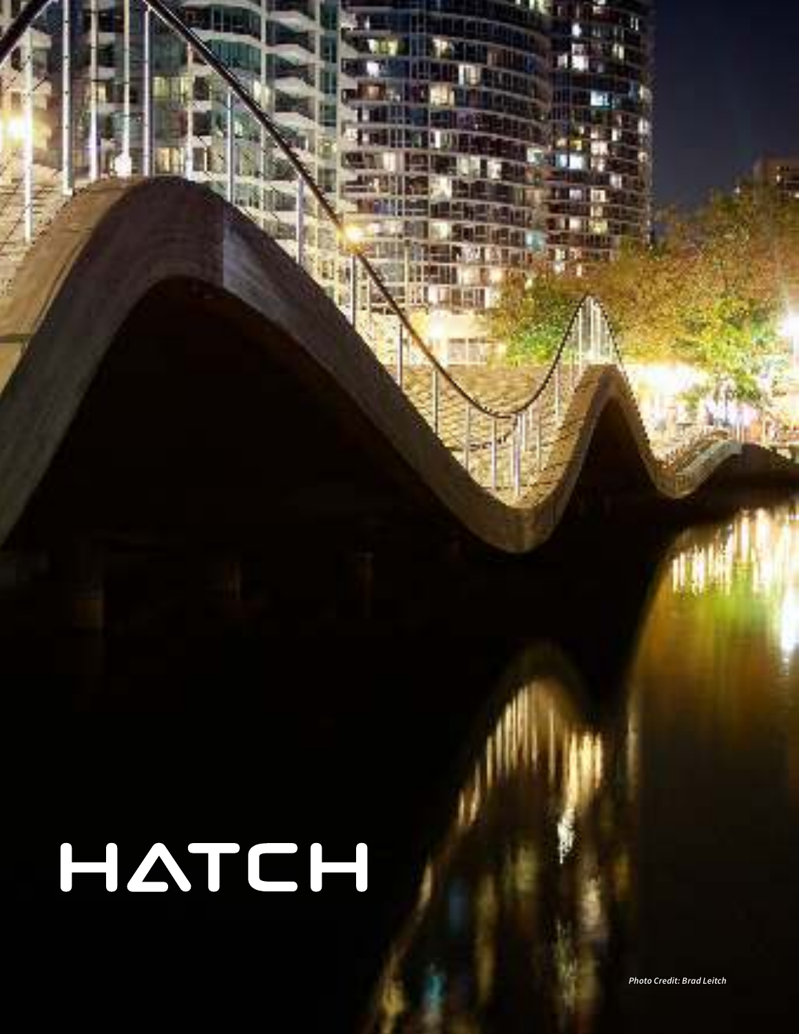HATCH

*Photo Credit: Brad Leitch*